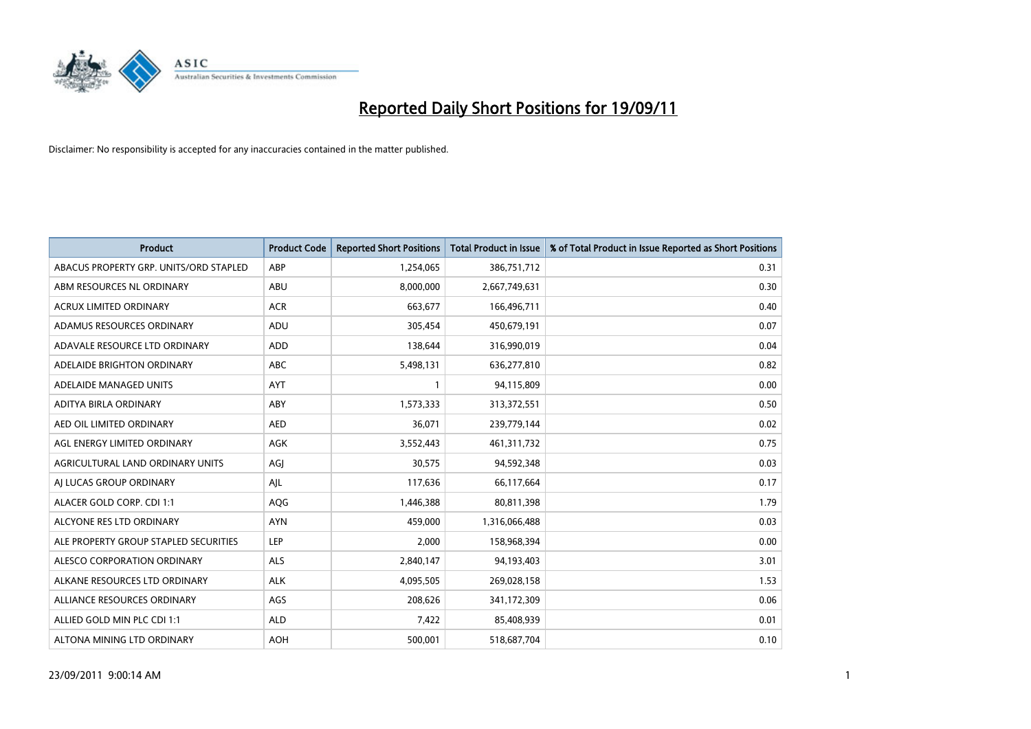# Reported Daily Short Positions for 19/09/11

Disclaimer: No responsibility is accepted for any inaccuracies contained in the matter published.

| Product | Product Code | Reported Short Positions | Total Product in Issue | % of Total Product in Issue Reported as Short Positions |
|---|---|---|---|---|
| ABACUS PROPERTY GRP. UNITS/ORD STAPLED | ABP | 1,254,065 | 386,751,712 | 0.31 |
| ABM RESOURCES NL ORDINARY | ABU | 8,000,000 | 2,667,749,631 | 0.30 |
| ACRUX LIMITED ORDINARY | ACR | 663,677 | 166,496,711 | 0.40 |
| ADAMUS RESOURCES ORDINARY | ADU | 305,454 | 450,679,191 | 0.07 |
| ADAVALE RESOURCE LTD ORDINARY | ADD | 138,644 | 316,990,019 | 0.04 |
| ADELAIDE BRIGHTON ORDINARY | ABC | 5,498,131 | 636,277,810 | 0.82 |
| ADELAIDE MANAGED UNITS | AYT | 1 | 94,115,809 | 0.00 |
| ADITYA BIRLA ORDINARY | ABY | 1,573,333 | 313,372,551 | 0.50 |
| AED OIL LIMITED ORDINARY | AED | 36,071 | 239,779,144 | 0.02 |
| AGL ENERGY LIMITED ORDINARY | AGK | 3,552,443 | 461,311,732 | 0.75 |
| AGRICULTURAL LAND ORDINARY UNITS | AGJ | 30,575 | 94,592,348 | 0.03 |
| AJ LUCAS GROUP ORDINARY | AJL | 117,636 | 66,117,664 | 0.17 |
| ALACER GOLD CORP. CDI 1:1 | AQG | 1,446,388 | 80,811,398 | 1.79 |
| ALCYONE RES LTD ORDINARY | AYN | 459,000 | 1,316,066,488 | 0.03 |
| ALE PROPERTY GROUP STAPLED SECURITIES | LEP | 2,000 | 158,968,394 | 0.00 |
| ALESCO CORPORATION ORDINARY | ALS | 2,840,147 | 94,193,403 | 3.01 |
| ALKANE RESOURCES LTD ORDINARY | ALK | 4,095,505 | 269,028,158 | 1.53 |
| ALLIANCE RESOURCES ORDINARY | AGS | 208,626 | 341,172,309 | 0.06 |
| ALLIED GOLD MIN PLC CDI 1:1 | ALD | 7,422 | 85,408,939 | 0.01 |
| ALTONA MINING LTD ORDINARY | AOH | 500,001 | 518,687,704 | 0.10 |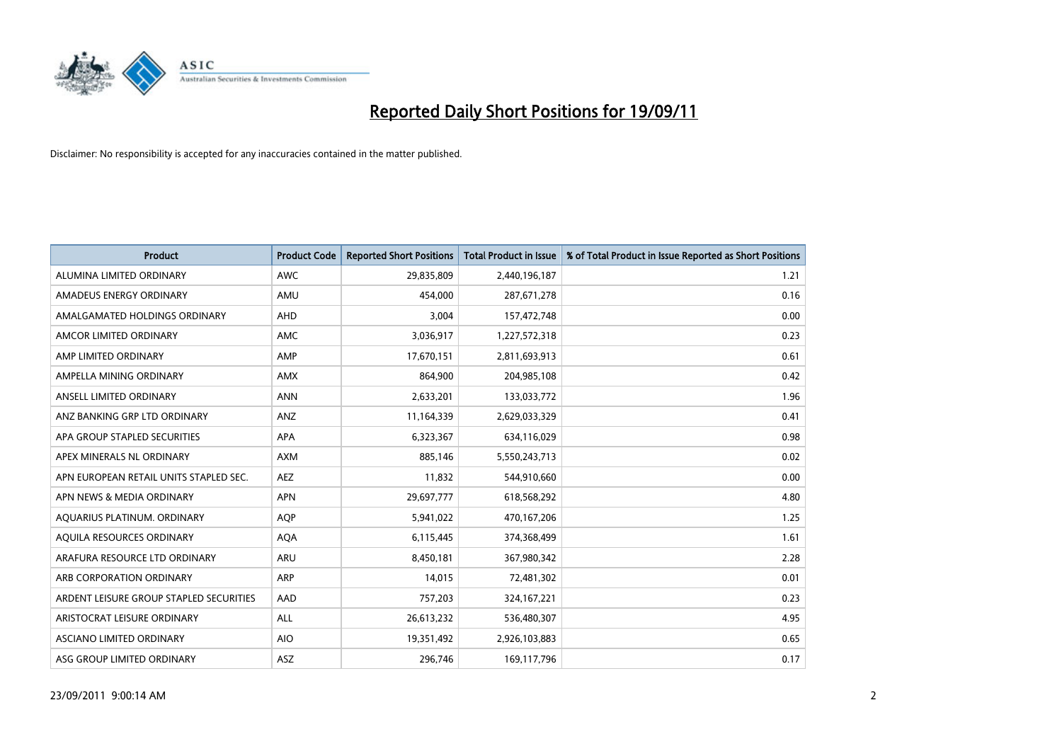# Reported Daily Short Positions for 19/09/11

Disclaimer: No responsibility is accepted for any inaccuracies contained in the matter published.

| Product | Product Code | Reported Short Positions | Total Product in Issue | % of Total Product in Issue Reported as Short Positions |
|---|---|---|---|---|
| ALUMINA LIMITED ORDINARY | AWC | 29,835,809 | 2,440,196,187 | 1.21 |
| AMADEUS ENERGY ORDINARY | AMU | 454,000 | 287,671,278 | 0.16 |
| AMALGAMATED HOLDINGS ORDINARY | AHD | 3,004 | 157,472,748 | 0.00 |
| AMCOR LIMITED ORDINARY | AMC | 3,036,917 | 1,227,572,318 | 0.23 |
| AMP LIMITED ORDINARY | AMP | 17,670,151 | 2,811,693,913 | 0.61 |
| AMPELLA MINING ORDINARY | AMX | 864,900 | 204,985,108 | 0.42 |
| ANSELL LIMITED ORDINARY | ANN | 2,633,201 | 133,033,772 | 1.96 |
| ANZ BANKING GRP LTD ORDINARY | ANZ | 11,164,339 | 2,629,033,329 | 0.41 |
| APA GROUP STAPLED SECURITIES | APA | 6,323,367 | 634,116,029 | 0.98 |
| APEX MINERALS NL ORDINARY | AXM | 885,146 | 5,550,243,713 | 0.02 |
| APN EUROPEAN RETAIL UNITS STAPLED SEC. | AEZ | 11,832 | 544,910,660 | 0.00 |
| APN NEWS & MEDIA ORDINARY | APN | 29,697,777 | 618,568,292 | 4.80 |
| AQUARIUS PLATINUM. ORDINARY | AQP | 5,941,022 | 470,167,206 | 1.25 |
| AQUILA RESOURCES ORDINARY | AQA | 6,115,445 | 374,368,499 | 1.61 |
| ARAFURA RESOURCE LTD ORDINARY | ARU | 8,450,181 | 367,980,342 | 2.28 |
| ARB CORPORATION ORDINARY | ARP | 14,015 | 72,481,302 | 0.01 |
| ARDENT LEISURE GROUP STAPLED SECURITIES | AAD | 757,203 | 324,167,221 | 0.23 |
| ARISTOCRAT LEISURE ORDINARY | ALL | 26,613,232 | 536,480,307 | 4.95 |
| ASCIANO LIMITED ORDINARY | AIO | 19,351,492 | 2,926,103,883 | 0.65 |
| ASG GROUP LIMITED ORDINARY | ASZ | 296,746 | 169,117,796 | 0.17 |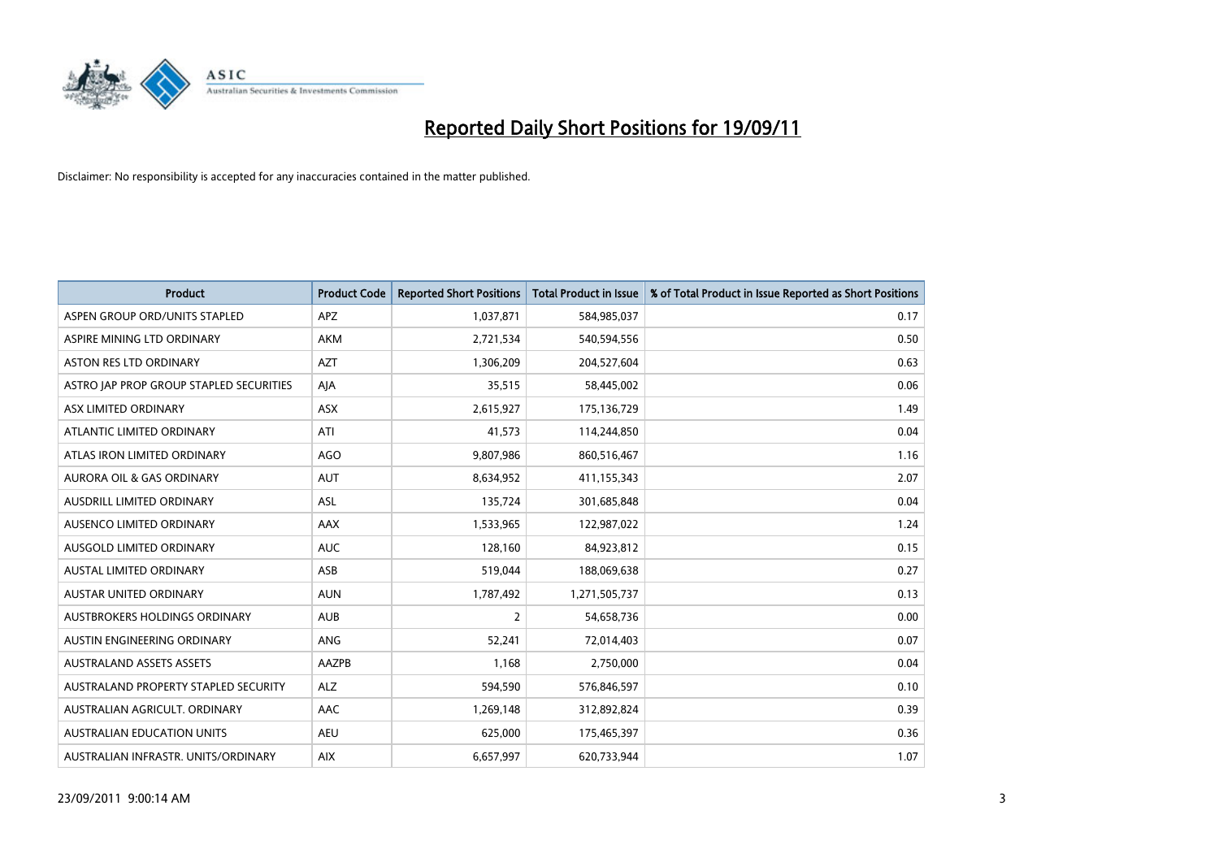# Reported Daily Short Positions for 19/09/11

Disclaimer: No responsibility is accepted for any inaccuracies contained in the matter published.

| Product | Product Code | Reported Short Positions | Total Product in Issue | % of Total Product in Issue Reported as Short Positions |
|---|---|---|---|---|
| ASPEN GROUP ORD/UNITS STAPLED | APZ | 1,037,871 | 584,985,037 | 0.17 |
| ASPIRE MINING LTD ORDINARY | AKM | 2,721,534 | 540,594,556 | 0.50 |
| ASTON RES LTD ORDINARY | AZT | 1,306,209 | 204,527,604 | 0.63 |
| ASTRO JAP PROP GROUP STAPLED SECURITIES | AJA | 35,515 | 58,445,002 | 0.06 |
| ASX LIMITED ORDINARY | ASX | 2,615,927 | 175,136,729 | 1.49 |
| ATLANTIC LIMITED ORDINARY | ATI | 41,573 | 114,244,850 | 0.04 |
| ATLAS IRON LIMITED ORDINARY | AGO | 9,807,986 | 860,516,467 | 1.16 |
| AURORA OIL & GAS ORDINARY | AUT | 8,634,952 | 411,155,343 | 2.07 |
| AUSDRILL LIMITED ORDINARY | ASL | 135,724 | 301,685,848 | 0.04 |
| AUSENCO LIMITED ORDINARY | AAX | 1,533,965 | 122,987,022 | 1.24 |
| AUSGOLD LIMITED ORDINARY | AUC | 128,160 | 84,923,812 | 0.15 |
| AUSTAL LIMITED ORDINARY | ASB | 519,044 | 188,069,638 | 0.27 |
| AUSTAR UNITED ORDINARY | AUN | 1,787,492 | 1,271,505,737 | 0.13 |
| AUSTBROKERS HOLDINGS ORDINARY | AUB | 2 | 54,658,736 | 0.00 |
| AUSTIN ENGINEERING ORDINARY | ANG | 52,241 | 72,014,403 | 0.07 |
| AUSTRALAND ASSETS ASSETS | AAZPB | 1,168 | 2,750,000 | 0.04 |
| AUSTRALAND PROPERTY STAPLED SECURITY | ALZ | 594,590 | 576,846,597 | 0.10 |
| AUSTRALIAN AGRICULT. ORDINARY | AAC | 1,269,148 | 312,892,824 | 0.39 |
| AUSTRALIAN EDUCATION UNITS | AEU | 625,000 | 175,465,397 | 0.36 |
| AUSTRALIAN INFRASTR. UNITS/ORDINARY | AIX | 6,657,997 | 620,733,944 | 1.07 |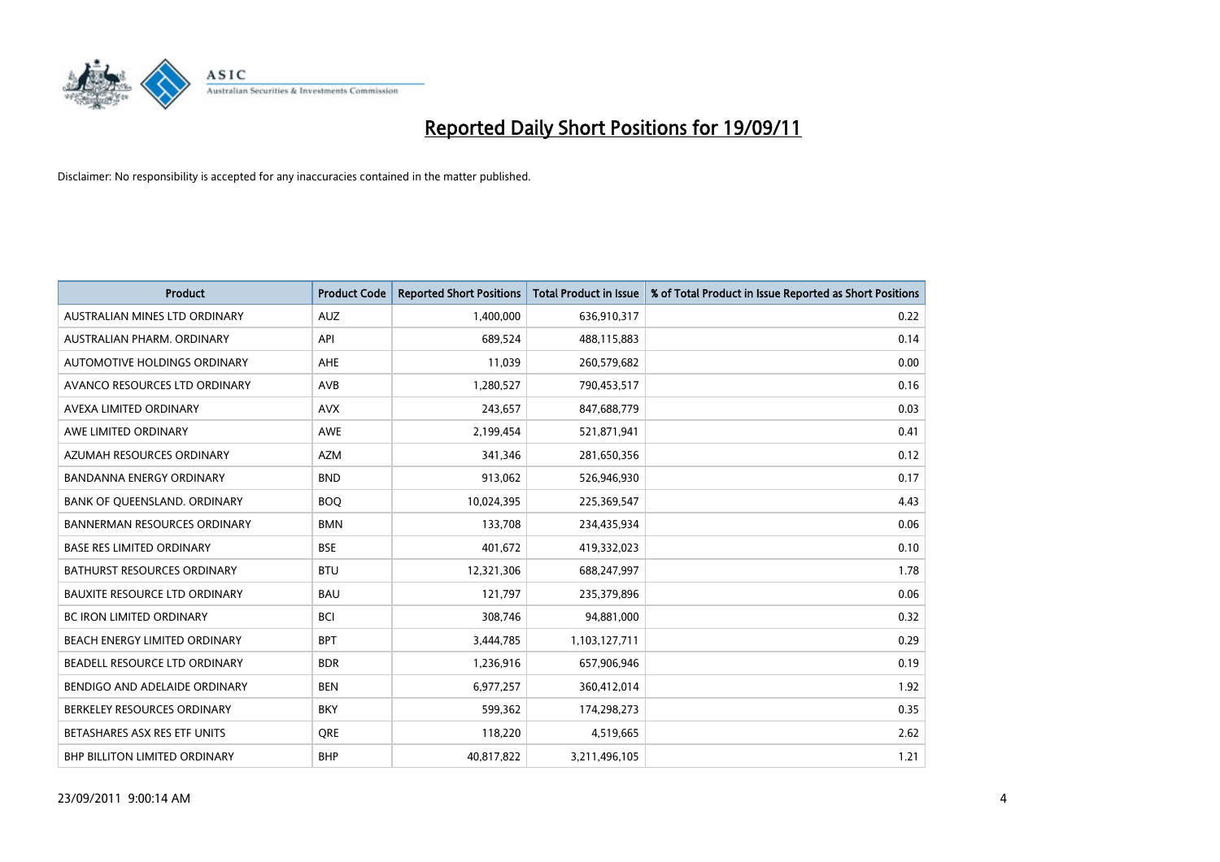# Reported Daily Short Positions for 19/09/11

Disclaimer: No responsibility is accepted for any inaccuracies contained in the matter published.

| Product | Product Code | Reported Short Positions | Total Product in Issue | % of Total Product in Issue Reported as Short Positions |
|---|---|---|---|---|
| AUSTRALIAN MINES LTD ORDINARY | AUZ | 1,400,000 | 636,910,317 | 0.22 |
| AUSTRALIAN PHARM. ORDINARY | API | 689,524 | 488,115,883 | 0.14 |
| AUTOMOTIVE HOLDINGS ORDINARY | AHE | 11,039 | 260,579,682 | 0.00 |
| AVANCO RESOURCES LTD ORDINARY | AVB | 1,280,527 | 790,453,517 | 0.16 |
| AVEXA LIMITED ORDINARY | AVX | 243,657 | 847,688,779 | 0.03 |
| AWE LIMITED ORDINARY | AWE | 2,199,454 | 521,871,941 | 0.41 |
| AZUMAH RESOURCES ORDINARY | AZM | 341,346 | 281,650,356 | 0.12 |
| BANDANNA ENERGY ORDINARY | BND | 913,062 | 526,946,930 | 0.17 |
| BANK OF QUEENSLAND. ORDINARY | BOQ | 10,024,395 | 225,369,547 | 4.43 |
| BANNERMAN RESOURCES ORDINARY | BMN | 133,708 | 234,435,934 | 0.06 |
| BASE RES LIMITED ORDINARY | BSE | 401,672 | 419,332,023 | 0.10 |
| BATHURST RESOURCES ORDINARY | BTU | 12,321,306 | 688,247,997 | 1.78 |
| BAUXITE RESOURCE LTD ORDINARY | BAU | 121,797 | 235,379,896 | 0.06 |
| BC IRON LIMITED ORDINARY | BCI | 308,746 | 94,881,000 | 0.32 |
| BEACH ENERGY LIMITED ORDINARY | BPT | 3,444,785 | 1,103,127,711 | 0.29 |
| BEADELL RESOURCE LTD ORDINARY | BDR | 1,236,916 | 657,906,946 | 0.19 |
| BENDIGO AND ADELAIDE ORDINARY | BEN | 6,977,257 | 360,412,014 | 1.92 |
| BERKELEY RESOURCES ORDINARY | BKY | 599,362 | 174,298,273 | 0.35 |
| BETASHARES ASX RES ETF UNITS | QRE | 118,220 | 4,519,665 | 2.62 |
| BHP BILLITON LIMITED ORDINARY | BHP | 40,817,822 | 3,211,496,105 | 1.21 |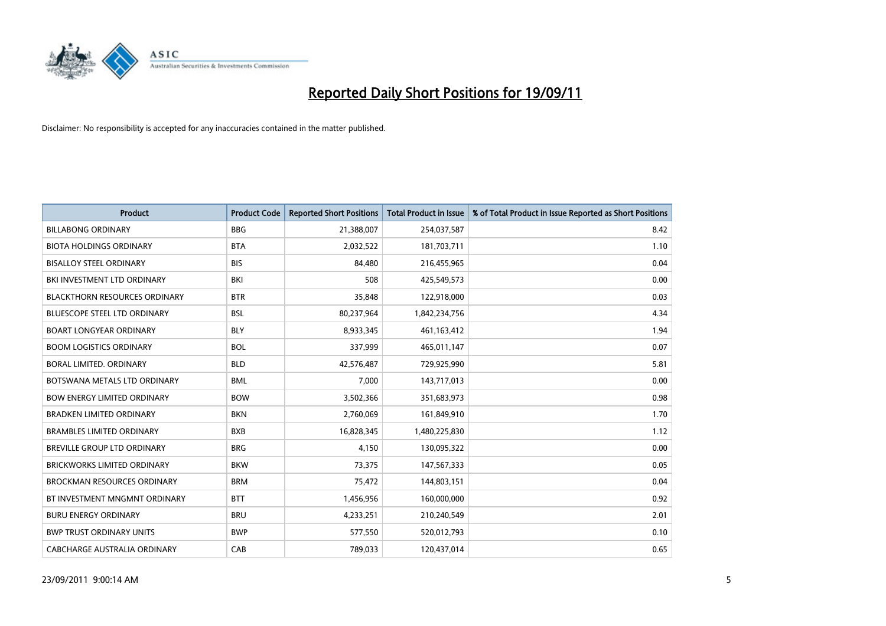# Reported Daily Short Positions for 19/09/11

Disclaimer: No responsibility is accepted for any inaccuracies contained in the matter published.

| Product | Product Code | Reported Short Positions | Total Product in Issue | % of Total Product in Issue Reported as Short Positions |
|---|---|---|---|---|
| BILLABONG ORDINARY | BBG | 21,388,007 | 254,037,587 | 8.42 |
| BIOTA HOLDINGS ORDINARY | BTA | 2,032,522 | 181,703,711 | 1.10 |
| BISALLOY STEEL ORDINARY | BIS | 84,480 | 216,455,965 | 0.04 |
| BKI INVESTMENT LTD ORDINARY | BKI | 508 | 425,549,573 | 0.00 |
| BLACKTHORN RESOURCES ORDINARY | BTR | 35,848 | 122,918,000 | 0.03 |
| BLUESCOPE STEEL LTD ORDINARY | BSL | 80,237,964 | 1,842,234,756 | 4.34 |
| BOART LONGYEAR ORDINARY | BLY | 8,933,345 | 461,163,412 | 1.94 |
| BOOM LOGISTICS ORDINARY | BOL | 337,999 | 465,011,147 | 0.07 |
| BORAL LIMITED. ORDINARY | BLD | 42,576,487 | 729,925,990 | 5.81 |
| BOTSWANA METALS LTD ORDINARY | BML | 7,000 | 143,717,013 | 0.00 |
| BOW ENERGY LIMITED ORDINARY | BOW | 3,502,366 | 351,683,973 | 0.98 |
| BRADKEN LIMITED ORDINARY | BKN | 2,760,069 | 161,849,910 | 1.70 |
| BRAMBLES LIMITED ORDINARY | BXB | 16,828,345 | 1,480,225,830 | 1.12 |
| BREVILLE GROUP LTD ORDINARY | BRG | 4,150 | 130,095,322 | 0.00 |
| BRICKWORKS LIMITED ORDINARY | BKW | 73,375 | 147,567,333 | 0.05 |
| BROCKMAN RESOURCES ORDINARY | BRM | 75,472 | 144,803,151 | 0.04 |
| BT INVESTMENT MNGMNT ORDINARY | BTT | 1,456,956 | 160,000,000 | 0.92 |
| BURU ENERGY ORDINARY | BRU | 4,233,251 | 210,240,549 | 2.01 |
| BWP TRUST ORDINARY UNITS | BWP | 577,550 | 520,012,793 | 0.10 |
| CABCHARGE AUSTRALIA ORDINARY | CAB | 789,033 | 120,437,014 | 0.65 |

23/09/2011 9:00:14 AM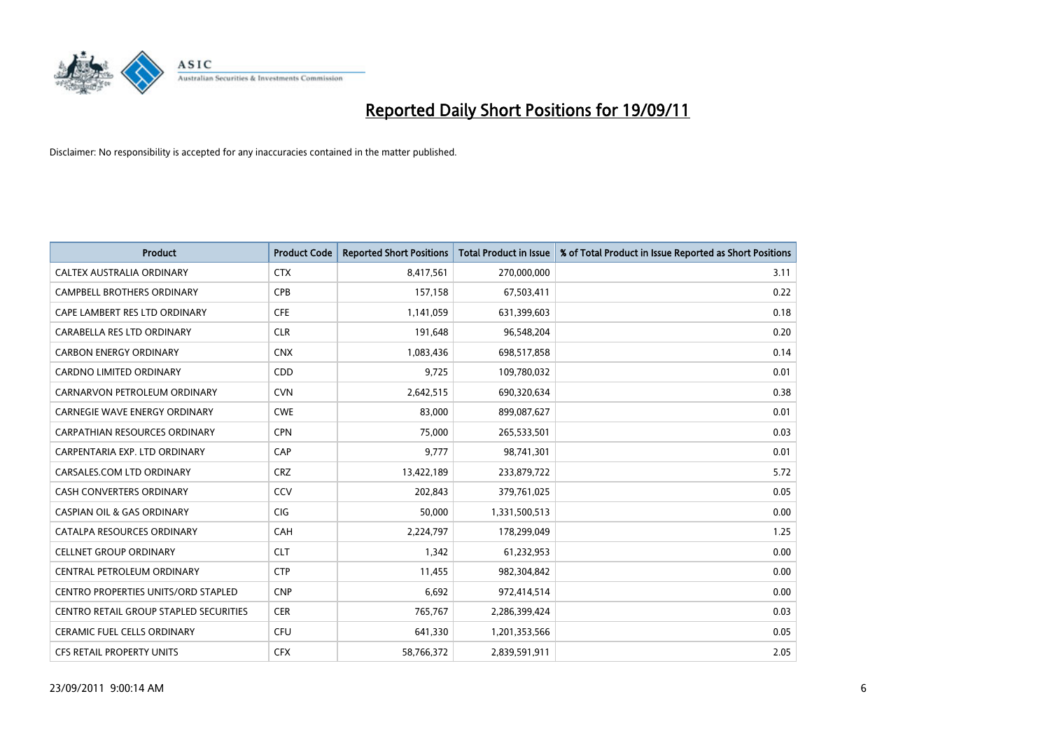# Reported Daily Short Positions for 19/09/11

Disclaimer: No responsibility is accepted for any inaccuracies contained in the matter published.

| Product | Product Code | Reported Short Positions | Total Product in Issue | % of Total Product in Issue Reported as Short Positions |
|---|---|---|---|---|
| CALTEX AUSTRALIA ORDINARY | CTX | 8,417,561 | 270,000,000 | 3.11 |
| CAMPBELL BROTHERS ORDINARY | CPB | 157,158 | 67,503,411 | 0.22 |
| CAPE LAMBERT RES LTD ORDINARY | CFE | 1,141,059 | 631,399,603 | 0.18 |
| CARABELLA RES LTD ORDINARY | CLR | 191,648 | 96,548,204 | 0.20 |
| CARBON ENERGY ORDINARY | CNX | 1,083,436 | 698,517,858 | 0.14 |
| CARDNO LIMITED ORDINARY | CDD | 9,725 | 109,780,032 | 0.01 |
| CARNARVON PETROLEUM ORDINARY | CVN | 2,642,515 | 690,320,634 | 0.38 |
| CARNEGIE WAVE ENERGY ORDINARY | CWE | 83,000 | 899,087,627 | 0.01 |
| CARPATHIAN RESOURCES ORDINARY | CPN | 75,000 | 265,533,501 | 0.03 |
| CARPENTARIA EXP. LTD ORDINARY | CAP | 9,777 | 98,741,301 | 0.01 |
| CARSALES.COM LTD ORDINARY | CRZ | 13,422,189 | 233,879,722 | 5.72 |
| CASH CONVERTERS ORDINARY | CCV | 202,843 | 379,761,025 | 0.05 |
| CASPIAN OIL & GAS ORDINARY | CIG | 50,000 | 1,331,500,513 | 0.00 |
| CATALPA RESOURCES ORDINARY | CAH | 2,224,797 | 178,299,049 | 1.25 |
| CELLNET GROUP ORDINARY | CLT | 1,342 | 61,232,953 | 0.00 |
| CENTRAL PETROLEUM ORDINARY | CTP | 11,455 | 982,304,842 | 0.00 |
| CENTRO PROPERTIES UNITS/ORD STAPLED | CNP | 6,692 | 972,414,514 | 0.00 |
| CENTRO RETAIL GROUP STAPLED SECURITIES | CER | 765,767 | 2,286,399,424 | 0.03 |
| CERAMIC FUEL CELLS ORDINARY | CFU | 641,330 | 1,201,353,566 | 0.05 |
| CFS RETAIL PROPERTY UNITS | CFX | 58,766,372 | 2,839,591,911 | 2.05 |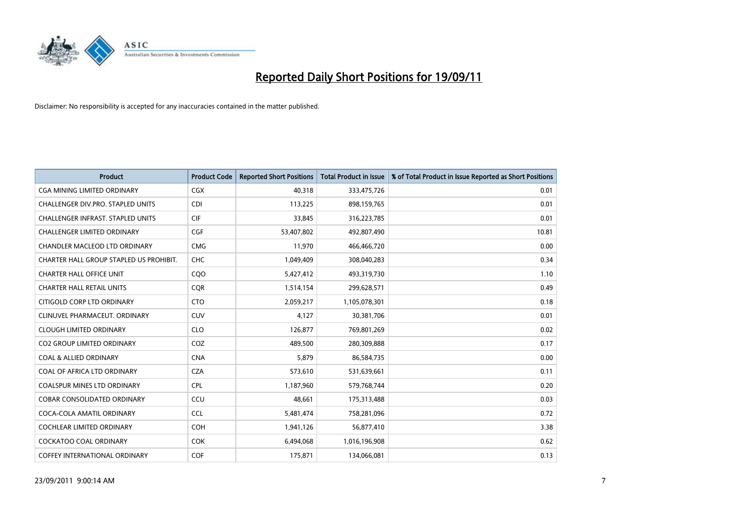# Reported Daily Short Positions for 19/09/11

Disclaimer: No responsibility is accepted for any inaccuracies contained in the matter published.

| Product | Product Code | Reported Short Positions | Total Product in Issue | % of Total Product in Issue Reported as Short Positions |
|---|---|---|---|---|
| CGA MINING LIMITED ORDINARY | CGX | 40,318 | 333,475,726 | 0.01 |
| CHALLENGER DIV.PRO. STAPLED UNITS | CDI | 113,225 | 898,159,765 | 0.01 |
| CHALLENGER INFRAST. STAPLED UNITS | CIF | 33,845 | 316,223,785 | 0.01 |
| CHALLENGER LIMITED ORDINARY | CGF | 53,407,802 | 492,807,490 | 10.81 |
| CHANDLER MACLEOD LTD ORDINARY | CMG | 11,970 | 466,466,720 | 0.00 |
| CHARTER HALL GROUP STAPLED US PROHIBIT. | CHC | 1,049,409 | 308,040,283 | 0.34 |
| CHARTER HALL OFFICE UNIT | CQO | 5,427,412 | 493,319,730 | 1.10 |
| CHARTER HALL RETAIL UNITS | CQR | 1,514,154 | 299,628,571 | 0.49 |
| CITIGOLD CORP LTD ORDINARY | CTO | 2,059,217 | 1,105,078,301 | 0.18 |
| CLINUVEL PHARMACEUT. ORDINARY | CUV | 4,127 | 30,381,706 | 0.01 |
| CLOUGH LIMITED ORDINARY | CLO | 126,877 | 769,801,269 | 0.02 |
| CO2 GROUP LIMITED ORDINARY | COZ | 489,500 | 280,309,888 | 0.17 |
| COAL & ALLIED ORDINARY | CNA | 5,879 | 86,584,735 | 0.00 |
| COAL OF AFRICA LTD ORDINARY | CZA | 573,610 | 531,639,661 | 0.11 |
| COALSPUR MINES LTD ORDINARY | CPL | 1,187,960 | 579,768,744 | 0.20 |
| COBAR CONSOLIDATED ORDINARY | CCU | 48,661 | 175,313,488 | 0.03 |
| COCA-COLA AMATIL ORDINARY | CCL | 5,481,474 | 758,281,096 | 0.72 |
| COCHLEAR LIMITED ORDINARY | COH | 1,941,126 | 56,877,410 | 3.38 |
| COCKATOO COAL ORDINARY | COK | 6,494,068 | 1,016,196,908 | 0.62 |
| COFFEY INTERNATIONAL ORDINARY | COF | 175,871 | 134,066,081 | 0.13 |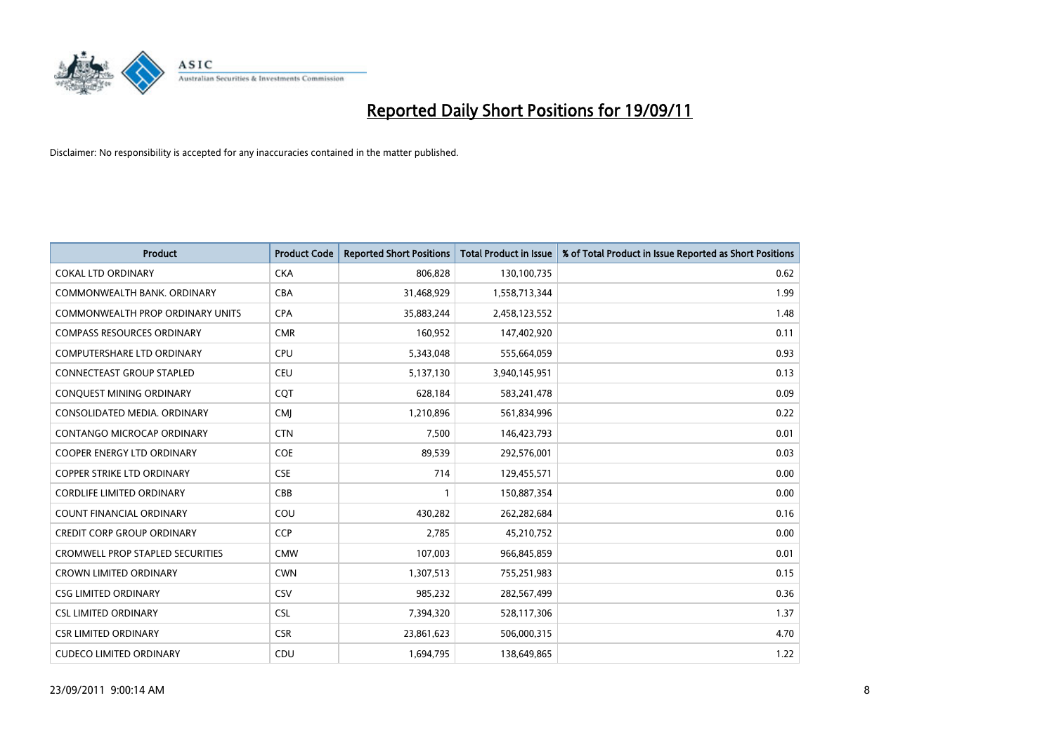# Reported Daily Short Positions for 19/09/11

Disclaimer: No responsibility is accepted for any inaccuracies contained in the matter published.

| Product | Product Code | Reported Short Positions | Total Product in Issue | % of Total Product in Issue Reported as Short Positions |
|---|---|---|---|---|
| COKAL LTD ORDINARY | CKA | 806,828 | 130,100,735 | 0.62 |
| COMMONWEALTH BANK. ORDINARY | CBA | 31,468,929 | 1,558,713,344 | 1.99 |
| COMMONWEALTH PROP ORDINARY UNITS | CPA | 35,883,244 | 2,458,123,552 | 1.48 |
| COMPASS RESOURCES ORDINARY | CMR | 160,952 | 147,402,920 | 0.11 |
| COMPUTERSHARE LTD ORDINARY | CPU | 5,343,048 | 555,664,059 | 0.93 |
| CONNECTEAST GROUP STAPLED | CEU | 5,137,130 | 3,940,145,951 | 0.13 |
| CONQUEST MINING ORDINARY | CQT | 628,184 | 583,241,478 | 0.09 |
| CONSOLIDATED MEDIA. ORDINARY | CMJ | 1,210,896 | 561,834,996 | 0.22 |
| CONTANGO MICROCAP ORDINARY | CTN | 7,500 | 146,423,793 | 0.01 |
| COOPER ENERGY LTD ORDINARY | COE | 89,539 | 292,576,001 | 0.03 |
| COPPER STRIKE LTD ORDINARY | CSE | 714 | 129,455,571 | 0.00 |
| CORDLIFE LIMITED ORDINARY | CBB | 1 | 150,887,354 | 0.00 |
| COUNT FINANCIAL ORDINARY | COU | 430,282 | 262,282,684 | 0.16 |
| CREDIT CORP GROUP ORDINARY | CCP | 2,785 | 45,210,752 | 0.00 |
| CROMWELL PROP STAPLED SECURITIES | CMW | 107,003 | 966,845,859 | 0.01 |
| CROWN LIMITED ORDINARY | CWN | 1,307,513 | 755,251,983 | 0.15 |
| CSG LIMITED ORDINARY | CSV | 985,232 | 282,567,499 | 0.36 |
| CSL LIMITED ORDINARY | CSL | 7,394,320 | 528,117,306 | 1.37 |
| CSR LIMITED ORDINARY | CSR | 23,861,623 | 506,000,315 | 4.70 |
| CUDECO LIMITED ORDINARY | CDU | 1,694,795 | 138,649,865 | 1.22 |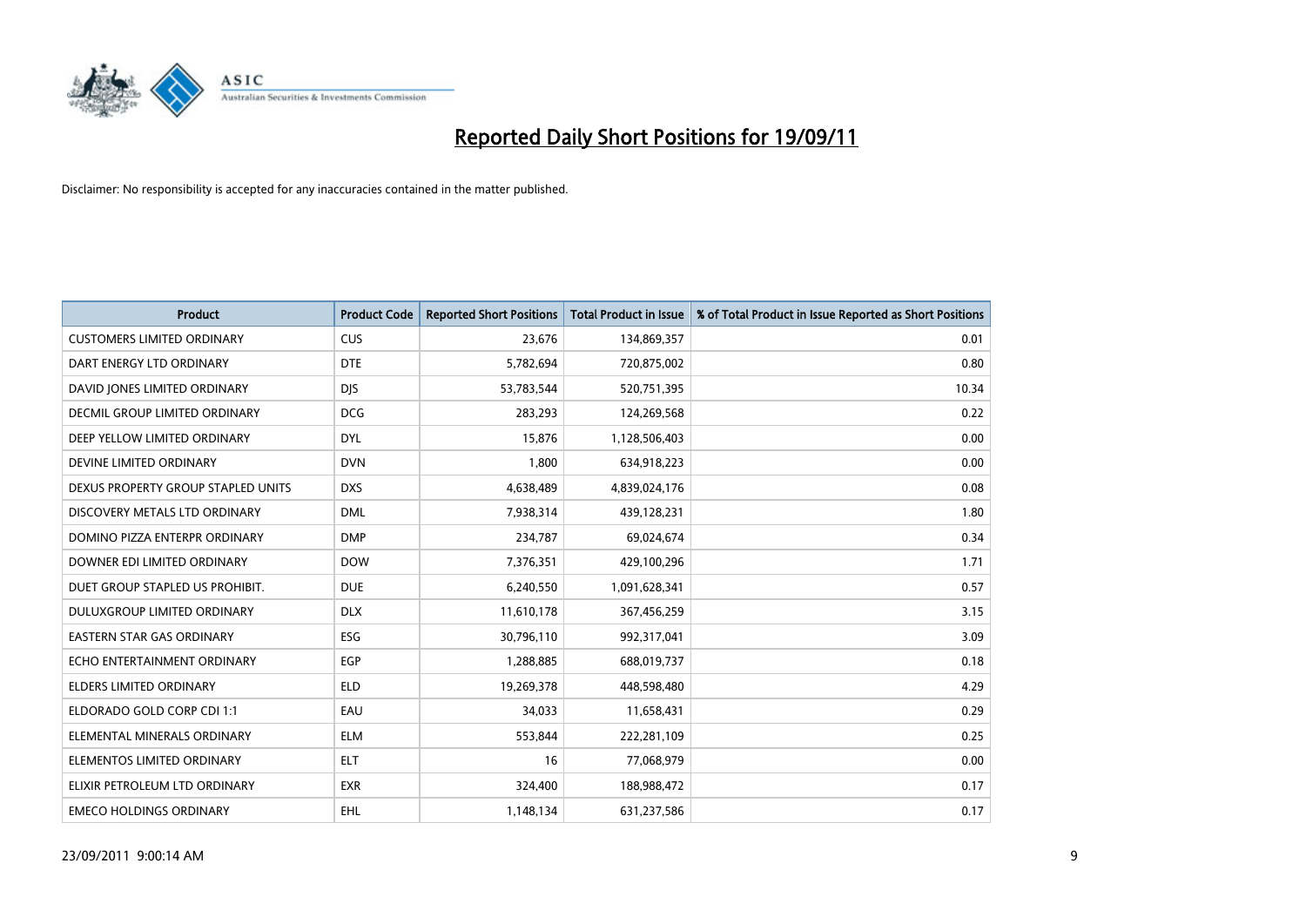# Reported Daily Short Positions for 19/09/11

Disclaimer: No responsibility is accepted for any inaccuracies contained in the matter published.

| Product | Product Code | Reported Short Positions | Total Product in Issue | % of Total Product in Issue Reported as Short Positions |
|---|---|---|---|---|
| CUSTOMERS LIMITED ORDINARY | CUS | 23,676 | 134,869,357 | 0.01 |
| DART ENERGY LTD ORDINARY | DTE | 5,782,694 | 720,875,002 | 0.80 |
| DAVID JONES LIMITED ORDINARY | DJS | 53,783,544 | 520,751,395 | 10.34 |
| DECMIL GROUP LIMITED ORDINARY | DCG | 283,293 | 124,269,568 | 0.22 |
| DEEP YELLOW LIMITED ORDINARY | DYL | 15,876 | 1,128,506,403 | 0.00 |
| DEVINE LIMITED ORDINARY | DVN | 1,800 | 634,918,223 | 0.00 |
| DEXUS PROPERTY GROUP STAPLED UNITS | DXS | 4,638,489 | 4,839,024,176 | 0.08 |
| DISCOVERY METALS LTD ORDINARY | DML | 7,938,314 | 439,128,231 | 1.80 |
| DOMINO PIZZA ENTERPR ORDINARY | DMP | 234,787 | 69,024,674 | 0.34 |
| DOWNER EDI LIMITED ORDINARY | DOW | 7,376,351 | 429,100,296 | 1.71 |
| DUET GROUP STAPLED US PROHIBIT. | DUE | 6,240,550 | 1,091,628,341 | 0.57 |
| DULUXGROUP LIMITED ORDINARY | DLX | 11,610,178 | 367,456,259 | 3.15 |
| EASTERN STAR GAS ORDINARY | ESG | 30,796,110 | 992,317,041 | 3.09 |
| ECHO ENTERTAINMENT ORDINARY | EGP | 1,288,885 | 688,019,737 | 0.18 |
| ELDERS LIMITED ORDINARY | ELD | 19,269,378 | 448,598,480 | 4.29 |
| ELDORADO GOLD CORP CDI 1:1 | EAU | 34,033 | 11,658,431 | 0.29 |
| ELEMENTAL MINERALS ORDINARY | ELM | 553,844 | 222,281,109 | 0.25 |
| ELEMENTOS LIMITED ORDINARY | ELT | 16 | 77,068,979 | 0.00 |
| ELIXIR PETROLEUM LTD ORDINARY | EXR | 324,400 | 188,988,472 | 0.17 |
| EMECO HOLDINGS ORDINARY | EHL | 1,148,134 | 631,237,586 | 0.17 |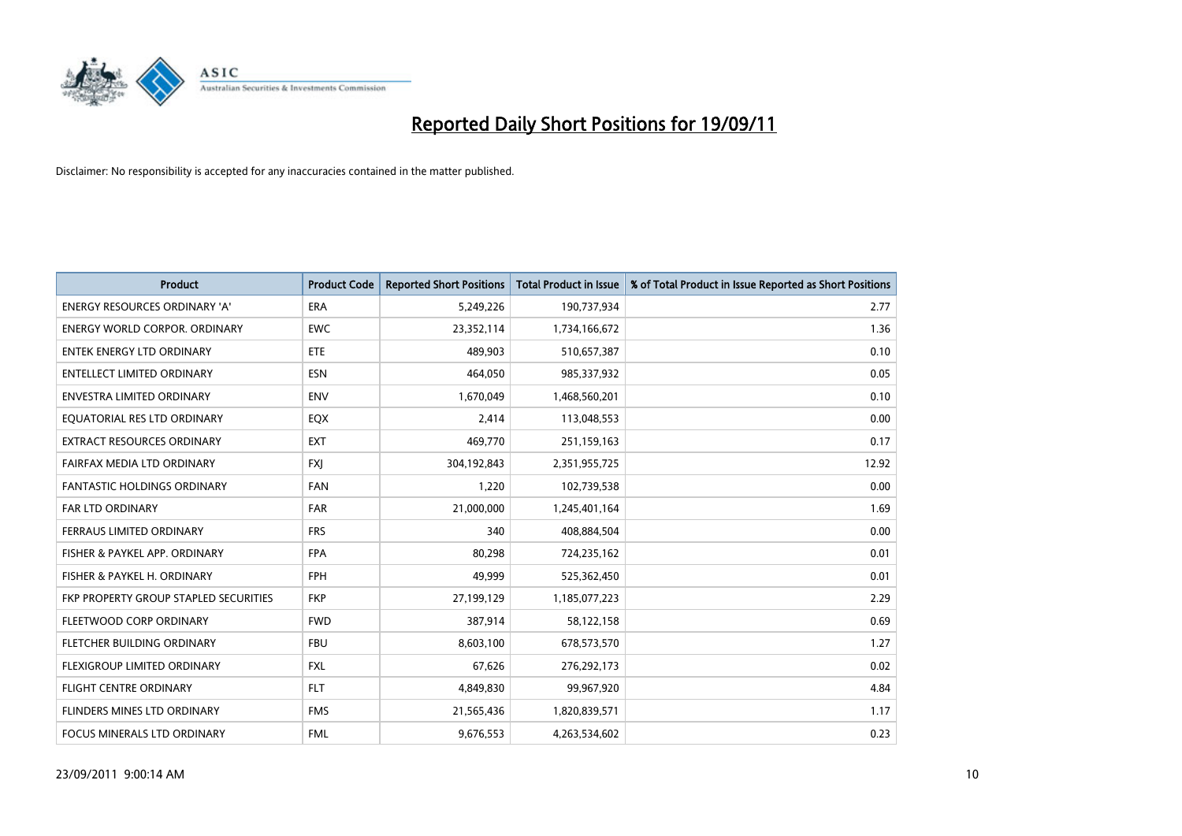# Reported Daily Short Positions for 19/09/11

Disclaimer: No responsibility is accepted for any inaccuracies contained in the matter published.

| Product | Product Code | Reported Short Positions | Total Product in Issue | % of Total Product in Issue Reported as Short Positions |
|---|---|---|---|---|
| ENERGY RESOURCES ORDINARY 'A' | ERA | 5,249,226 | 190,737,934 | 2.77 |
| ENERGY WORLD CORPOR. ORDINARY | EWC | 23,352,114 | 1,734,166,672 | 1.36 |
| ENTEK ENERGY LTD ORDINARY | ETE | 489,903 | 510,657,387 | 0.10 |
| ENTELLECT LIMITED ORDINARY | ESN | 464,050 | 985,337,932 | 0.05 |
| ENVESTRA LIMITED ORDINARY | ENV | 1,670,049 | 1,468,560,201 | 0.10 |
| EQUATORIAL RES LTD ORDINARY | EQX | 2,414 | 113,048,553 | 0.00 |
| EXTRACT RESOURCES ORDINARY | EXT | 469,770 | 251,159,163 | 0.17 |
| FAIRFAX MEDIA LTD ORDINARY | FXJ | 304,192,843 | 2,351,955,725 | 12.92 |
| FANTASTIC HOLDINGS ORDINARY | FAN | 1,220 | 102,739,538 | 0.00 |
| FAR LTD ORDINARY | FAR | 21,000,000 | 1,245,401,164 | 1.69 |
| FERRAUS LIMITED ORDINARY | FRS | 340 | 408,884,504 | 0.00 |
| FISHER & PAYKEL APP. ORDINARY | FPA | 80,298 | 724,235,162 | 0.01 |
| FISHER & PAYKEL H. ORDINARY | FPH | 49,999 | 525,362,450 | 0.01 |
| FKP PROPERTY GROUP STAPLED SECURITIES | FKP | 27,199,129 | 1,185,077,223 | 2.29 |
| FLEETWOOD CORP ORDINARY | FWD | 387,914 | 58,122,158 | 0.69 |
| FLETCHER BUILDING ORDINARY | FBU | 8,603,100 | 678,573,570 | 1.27 |
| FLEXIGROUP LIMITED ORDINARY | FXL | 67,626 | 276,292,173 | 0.02 |
| FLIGHT CENTRE ORDINARY | FLT | 4,849,830 | 99,967,920 | 4.84 |
| FLINDERS MINES LTD ORDINARY | FMS | 21,565,436 | 1,820,839,571 | 1.17 |
| FOCUS MINERALS LTD ORDINARY | FML | 9,676,553 | 4,263,534,602 | 0.23 |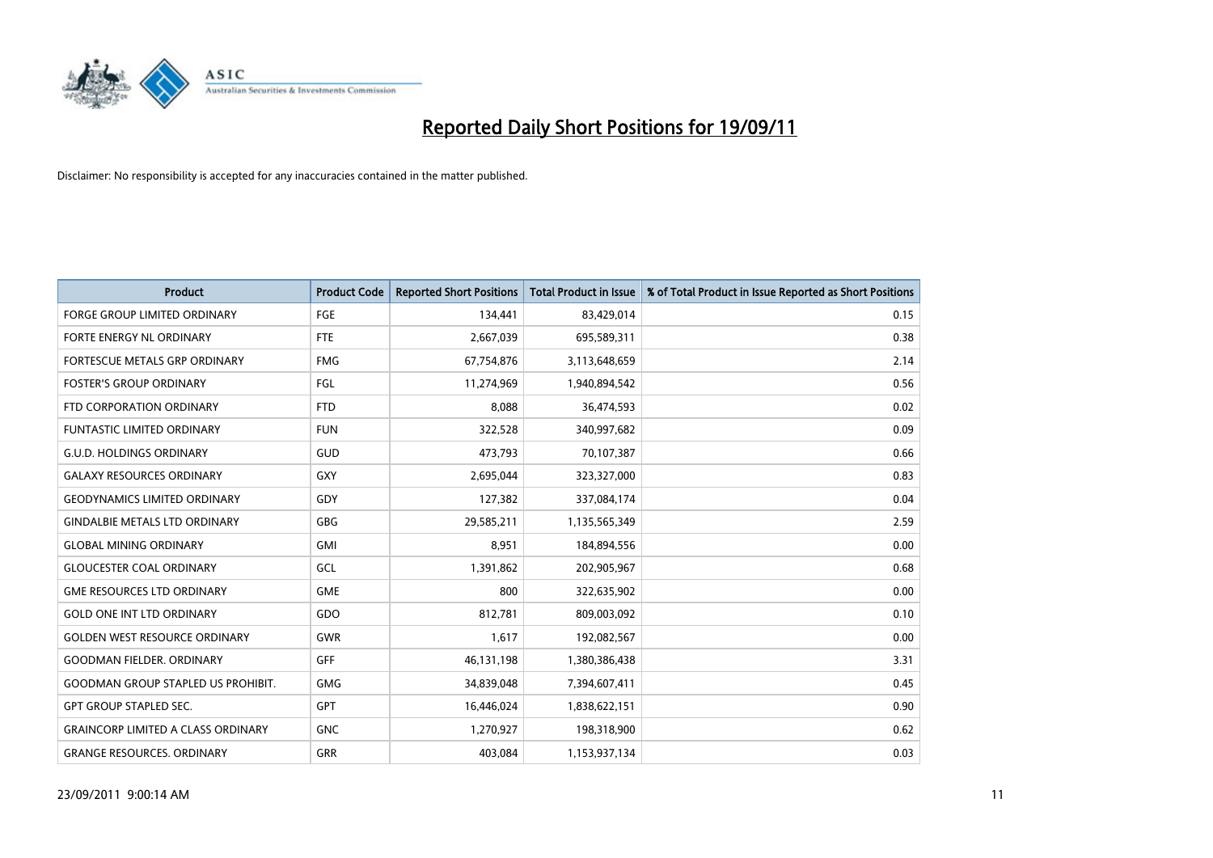# Reported Daily Short Positions for 19/09/11

Disclaimer: No responsibility is accepted for any inaccuracies contained in the matter published.

| Product | Product Code | Reported Short Positions | Total Product in Issue | % of Total Product in Issue Reported as Short Positions |
|---|---|---|---|---|
| FORGE GROUP LIMITED ORDINARY | FGE | 134,441 | 83,429,014 | 0.15 |
| FORTE ENERGY NL ORDINARY | FTE | 2,667,039 | 695,589,311 | 0.38 |
| FORTESCUE METALS GRP ORDINARY | FMG | 67,754,876 | 3,113,648,659 | 2.14 |
| FOSTER'S GROUP ORDINARY | FGL | 11,274,969 | 1,940,894,542 | 0.56 |
| FTD CORPORATION ORDINARY | FTD | 8,088 | 36,474,593 | 0.02 |
| FUNTASTIC LIMITED ORDINARY | FUN | 322,528 | 340,997,682 | 0.09 |
| G.U.D. HOLDINGS ORDINARY | GUD | 473,793 | 70,107,387 | 0.66 |
| GALAXY RESOURCES ORDINARY | GXY | 2,695,044 | 323,327,000 | 0.83 |
| GEODYNAMICS LIMITED ORDINARY | GDY | 127,382 | 337,084,174 | 0.04 |
| GINDALBIE METALS LTD ORDINARY | GBG | 29,585,211 | 1,135,565,349 | 2.59 |
| GLOBAL MINING ORDINARY | GMI | 8,951 | 184,894,556 | 0.00 |
| GLOUCESTER COAL ORDINARY | GCL | 1,391,862 | 202,905,967 | 0.68 |
| GME RESOURCES LTD ORDINARY | GME | 800 | 322,635,902 | 0.00 |
| GOLD ONE INT LTD ORDINARY | GDO | 812,781 | 809,003,092 | 0.10 |
| GOLDEN WEST RESOURCE ORDINARY | GWR | 1,617 | 192,082,567 | 0.00 |
| GOODMAN FIELDER. ORDINARY | GFF | 46,131,198 | 1,380,386,438 | 3.31 |
| GOODMAN GROUP STAPLED US PROHIBIT. | GMG | 34,839,048 | 7,394,607,411 | 0.45 |
| GPT GROUP STAPLED SEC. | GPT | 16,446,024 | 1,838,622,151 | 0.90 |
| GRAINCORP LIMITED A CLASS ORDINARY | GNC | 1,270,927 | 198,318,900 | 0.62 |
| GRANGE RESOURCES. ORDINARY | GRR | 403,084 | 1,153,937,134 | 0.03 |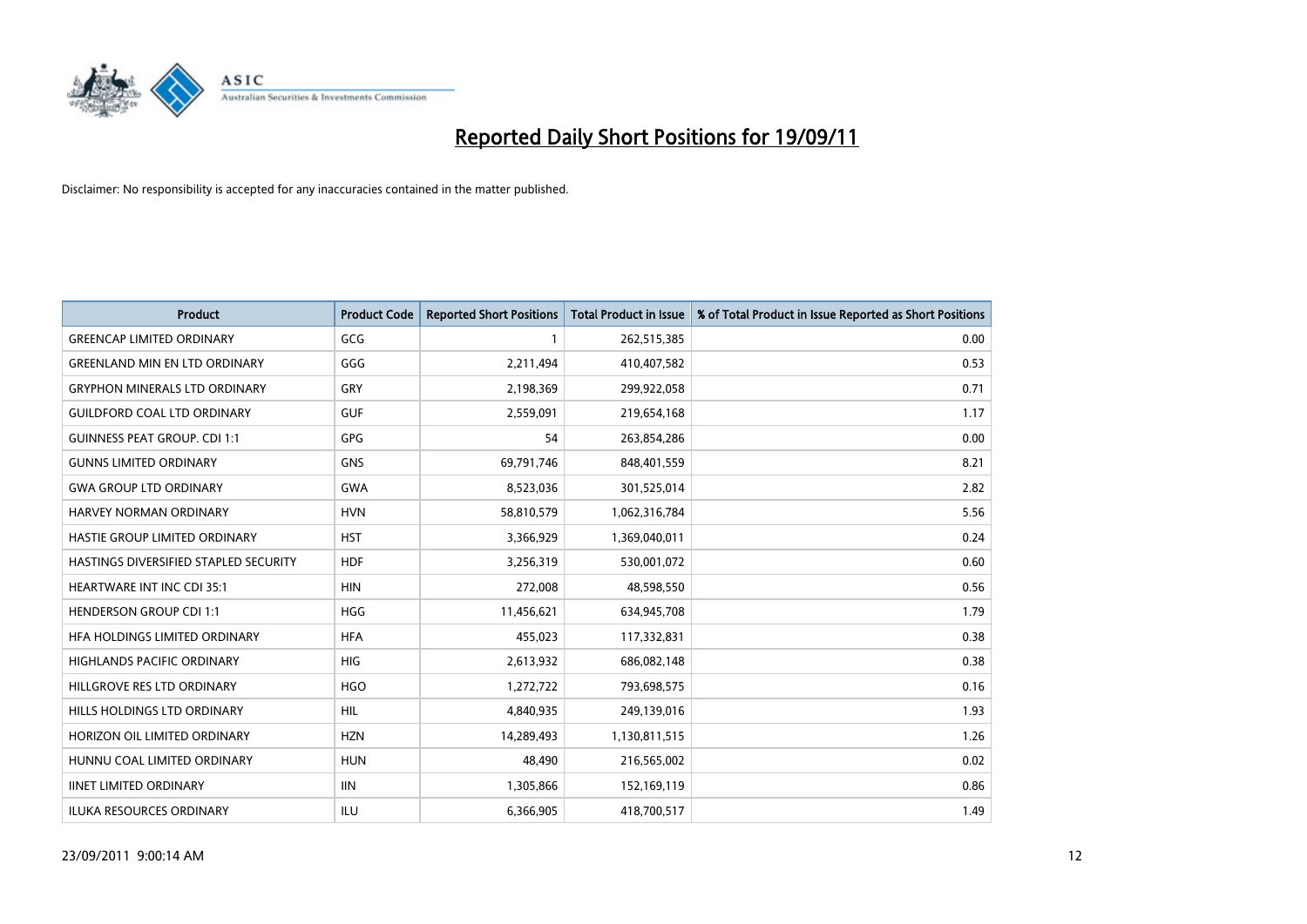# Reported Daily Short Positions for 19/09/11

Disclaimer: No responsibility is accepted for any inaccuracies contained in the matter published.

| Product | Product Code | Reported Short Positions | Total Product in Issue | % of Total Product in Issue Reported as Short Positions |
|---|---|---|---|---|
| GREENCAP LIMITED ORDINARY | GCG | 1 | 262,515,385 | 0.00 |
| GREENLAND MIN EN LTD ORDINARY | GGG | 2,211,494 | 410,407,582 | 0.53 |
| GRYPHON MINERALS LTD ORDINARY | GRY | 2,198,369 | 299,922,058 | 0.71 |
| GUILDFORD COAL LTD ORDINARY | GUF | 2,559,091 | 219,654,168 | 1.17 |
| GUINNESS PEAT GROUP. CDI 1:1 | GPG | 54 | 263,854,286 | 0.00 |
| GUNNS LIMITED ORDINARY | GNS | 69,791,746 | 848,401,559 | 8.21 |
| GWA GROUP LTD ORDINARY | GWA | 8,523,036 | 301,525,014 | 2.82 |
| HARVEY NORMAN ORDINARY | HVN | 58,810,579 | 1,062,316,784 | 5.56 |
| HASTIE GROUP LIMITED ORDINARY | HST | 3,366,929 | 1,369,040,011 | 0.24 |
| HASTINGS DIVERSIFIED STAPLED SECURITY | HDF | 3,256,319 | 530,001,072 | 0.60 |
| HEARTWARE INT INC CDI 35:1 | HIN | 272,008 | 48,598,550 | 0.56 |
| HENDERSON GROUP CDI 1:1 | HGG | 11,456,621 | 634,945,708 | 1.79 |
| HFA HOLDINGS LIMITED ORDINARY | HFA | 455,023 | 117,332,831 | 0.38 |
| HIGHLANDS PACIFIC ORDINARY | HIG | 2,613,932 | 686,082,148 | 0.38 |
| HILLGROVE RES LTD ORDINARY | HGO | 1,272,722 | 793,698,575 | 0.16 |
| HILLS HOLDINGS LTD ORDINARY | HIL | 4,840,935 | 249,139,016 | 1.93 |
| HORIZON OIL LIMITED ORDINARY | HZN | 14,289,493 | 1,130,811,515 | 1.26 |
| HUNNU COAL LIMITED ORDINARY | HUN | 48,490 | 216,565,002 | 0.02 |
| IINET LIMITED ORDINARY | IIN | 1,305,866 | 152,169,119 | 0.86 |
| ILUKA RESOURCES ORDINARY | ILU | 6,366,905 | 418,700,517 | 1.49 |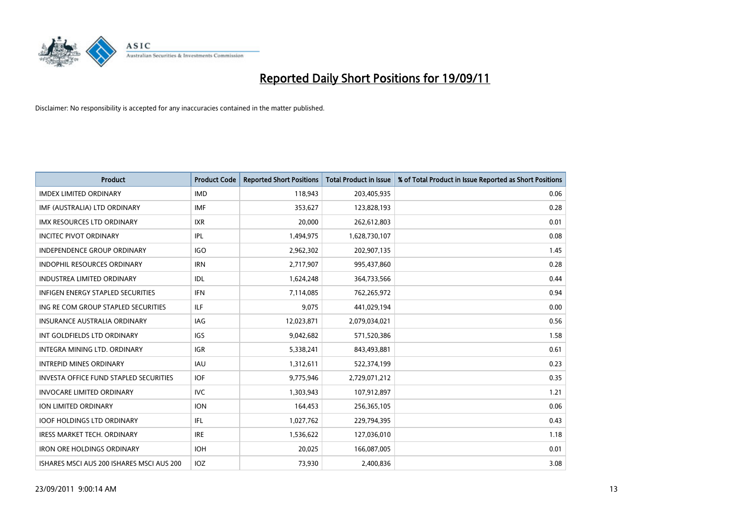# Reported Daily Short Positions for 19/09/11

Disclaimer: No responsibility is accepted for any inaccuracies contained in the matter published.

| Product | Product Code | Reported Short Positions | Total Product in Issue | % of Total Product in Issue Reported as Short Positions |
|---|---|---|---|---|
| IMDEX LIMITED ORDINARY | IMD | 118,943 | 203,405,935 | 0.06 |
| IMF (AUSTRALIA) LTD ORDINARY | IMF | 353,627 | 123,828,193 | 0.28 |
| IMX RESOURCES LTD ORDINARY | IXR | 20,000 | 262,612,803 | 0.01 |
| INCITEC PIVOT ORDINARY | IPL | 1,494,975 | 1,628,730,107 | 0.08 |
| INDEPENDENCE GROUP ORDINARY | IGO | 2,962,302 | 202,907,135 | 1.45 |
| INDOPHIL RESOURCES ORDINARY | IRN | 2,717,907 | 995,437,860 | 0.28 |
| INDUSTREA LIMITED ORDINARY | IDL | 1,624,248 | 364,733,566 | 0.44 |
| INFIGEN ENERGY STAPLED SECURITIES | IFN | 7,114,085 | 762,265,972 | 0.94 |
| ING RE COM GROUP STAPLED SECURITIES | ILF | 9,075 | 441,029,194 | 0.00 |
| INSURANCE AUSTRALIA ORDINARY | IAG | 12,023,871 | 2,079,034,021 | 0.56 |
| INT GOLDFIELDS LTD ORDINARY | IGS | 9,042,682 | 571,520,386 | 1.58 |
| INTEGRA MINING LTD. ORDINARY | IGR | 5,338,241 | 843,493,881 | 0.61 |
| INTREPID MINES ORDINARY | IAU | 1,312,611 | 522,374,199 | 0.23 |
| INVESTA OFFICE FUND STAPLED SECURITIES | IOF | 9,775,946 | 2,729,071,212 | 0.35 |
| INVOCARE LIMITED ORDINARY | IVC | 1,303,943 | 107,912,897 | 1.21 |
| ION LIMITED ORDINARY | ION | 164,453 | 256,365,105 | 0.06 |
| IOOF HOLDINGS LTD ORDINARY | IFL | 1,027,762 | 229,794,395 | 0.43 |
| IRESS MARKET TECH. ORDINARY | IRE | 1,536,622 | 127,036,010 | 1.18 |
| IRON ORE HOLDINGS ORDINARY | IOH | 20,025 | 166,087,005 | 0.01 |
| ISHARES MSCI AUS 200 ISHARES MSCI AUS 200 | IOZ | 73,930 | 2,400,836 | 3.08 |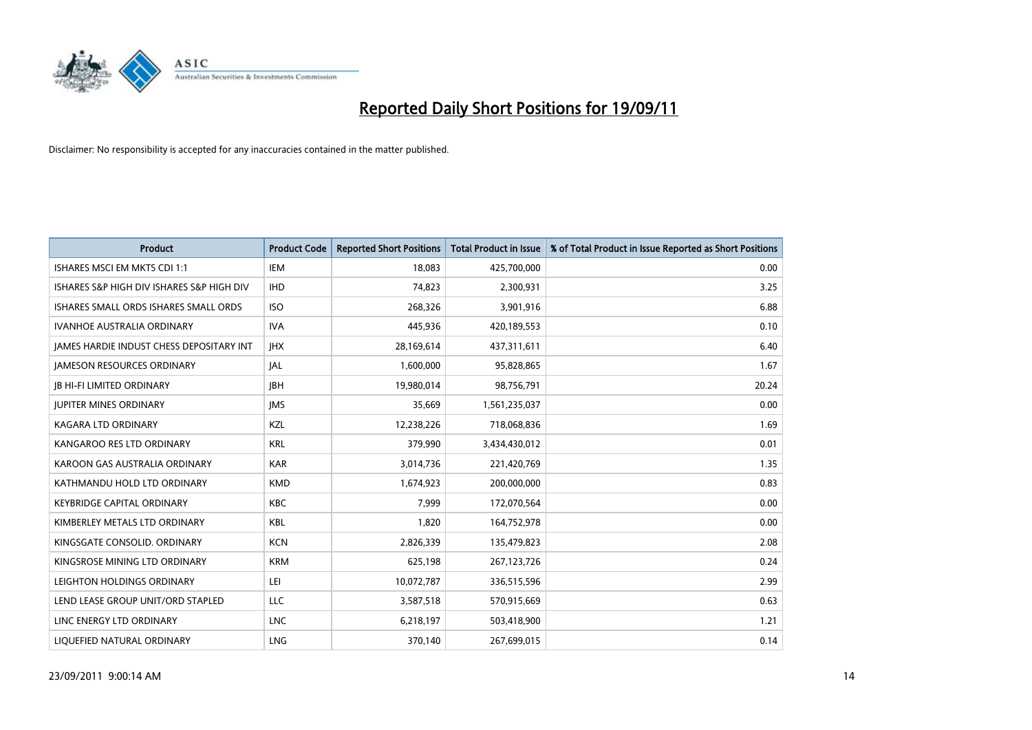# Reported Daily Short Positions for 19/09/11

Disclaimer: No responsibility is accepted for any inaccuracies contained in the matter published.

| Product | Product Code | Reported Short Positions | Total Product in Issue | % of Total Product in Issue Reported as Short Positions |
|---|---|---|---|---|
| ISHARES MSCI EM MKTS CDI 1:1 | IEM | 18,083 | 425,700,000 | 0.00 |
| ISHARES S&P HIGH DIV ISHARES S&P HIGH DIV | IHD | 74,823 | 2,300,931 | 3.25 |
| ISHARES SMALL ORDS ISHARES SMALL ORDS | ISO | 268,326 | 3,901,916 | 6.88 |
| IVANHOE AUSTRALIA ORDINARY | IVA | 445,936 | 420,189,553 | 0.10 |
| JAMES HARDIE INDUST CHESS DEPOSITARY INT | JHX | 28,169,614 | 437,311,611 | 6.40 |
| JAMESON RESOURCES ORDINARY | JAL | 1,600,000 | 95,828,865 | 1.67 |
| JB HI-FI LIMITED ORDINARY | JBH | 19,980,014 | 98,756,791 | 20.24 |
| JUPITER MINES ORDINARY | JMS | 35,669 | 1,561,235,037 | 0.00 |
| KAGARA LTD ORDINARY | KZL | 12,238,226 | 718,068,836 | 1.69 |
| KANGAROO RES LTD ORDINARY | KRL | 379,990 | 3,434,430,012 | 0.01 |
| KAROON GAS AUSTRALIA ORDINARY | KAR | 3,014,736 | 221,420,769 | 1.35 |
| KATHMANDU HOLD LTD ORDINARY | KMD | 1,674,923 | 200,000,000 | 0.83 |
| KEYBRIDGE CAPITAL ORDINARY | KBC | 7,999 | 172,070,564 | 0.00 |
| KIMBERLEY METALS LTD ORDINARY | KBL | 1,820 | 164,752,978 | 0.00 |
| KINGSGATE CONSOLID. ORDINARY | KCN | 2,826,339 | 135,479,823 | 2.08 |
| KINGSROSE MINING LTD ORDINARY | KRM | 625,198 | 267,123,726 | 0.24 |
| LEIGHTON HOLDINGS ORDINARY | LEI | 10,072,787 | 336,515,596 | 2.99 |
| LEND LEASE GROUP UNIT/ORD STAPLED | LLC | 3,587,518 | 570,915,669 | 0.63 |
| LINC ENERGY LTD ORDINARY | LNC | 6,218,197 | 503,418,900 | 1.21 |
| LIQUEFIED NATURAL ORDINARY | LNG | 370,140 | 267,699,015 | 0.14 |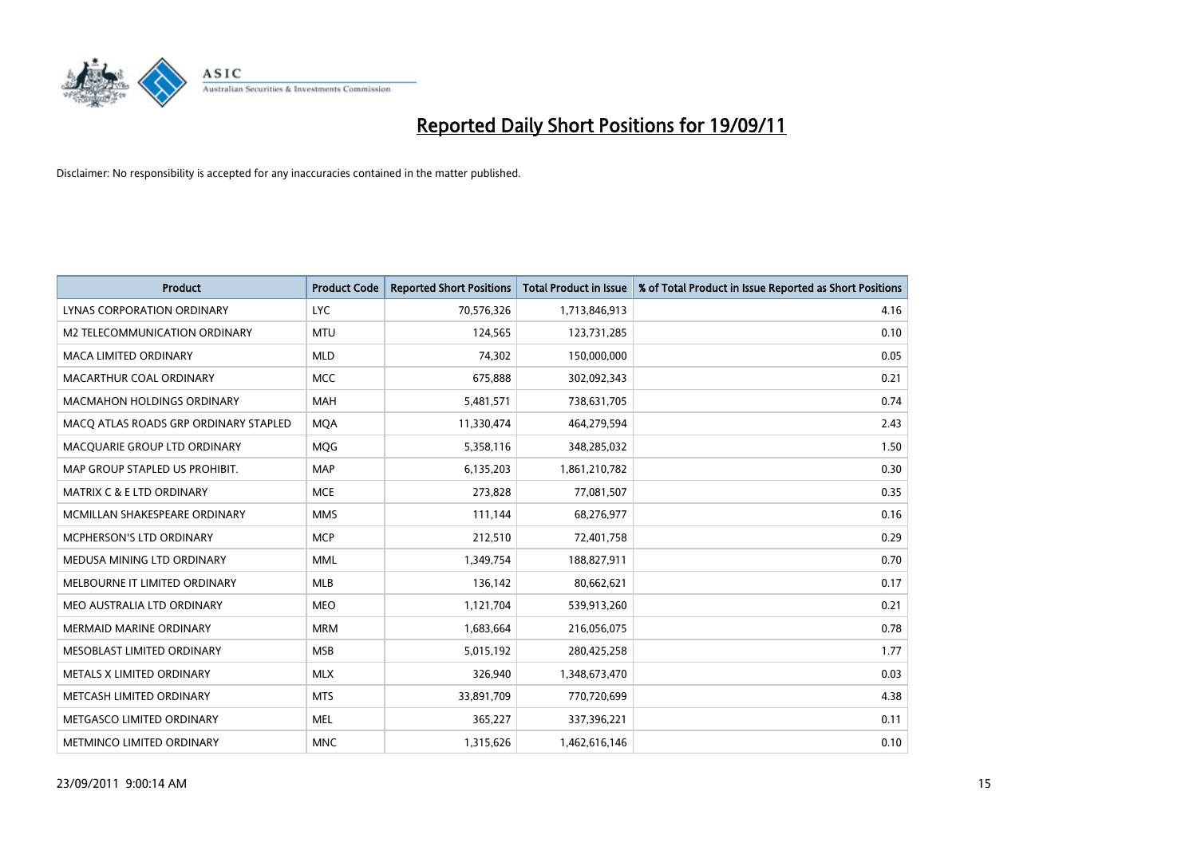# Reported Daily Short Positions for 19/09/11

Disclaimer: No responsibility is accepted for any inaccuracies contained in the matter published.

| Product | Product Code | Reported Short Positions | Total Product in Issue | % of Total Product in Issue Reported as Short Positions |
|---|---|---|---|---|
| LYNAS CORPORATION ORDINARY | LYC | 70,576,326 | 1,713,846,913 | 4.16 |
| M2 TELECOMMUNICATION ORDINARY | MTU | 124,565 | 123,731,285 | 0.10 |
| MACA LIMITED ORDINARY | MLD | 74,302 | 150,000,000 | 0.05 |
| MACARTHUR COAL ORDINARY | MCC | 675,888 | 302,092,343 | 0.21 |
| MACMAHON HOLDINGS ORDINARY | MAH | 5,481,571 | 738,631,705 | 0.74 |
| MACQ ATLAS ROADS GRP ORDINARY STAPLED | MQA | 11,330,474 | 464,279,594 | 2.43 |
| MACQUARIE GROUP LTD ORDINARY | MQG | 5,358,116 | 348,285,032 | 1.50 |
| MAP GROUP STAPLED US PROHIBIT. | MAP | 6,135,203 | 1,861,210,782 | 0.30 |
| MATRIX C & E LTD ORDINARY | MCE | 273,828 | 77,081,507 | 0.35 |
| MCMILLAN SHAKESPEARE ORDINARY | MMS | 111,144 | 68,276,977 | 0.16 |
| MCPHERSON'S LTD ORDINARY | MCP | 212,510 | 72,401,758 | 0.29 |
| MEDUSA MINING LTD ORDINARY | MML | 1,349,754 | 188,827,911 | 0.70 |
| MELBOURNE IT LIMITED ORDINARY | MLB | 136,142 | 80,662,621 | 0.17 |
| MEO AUSTRALIA LTD ORDINARY | MEO | 1,121,704 | 539,913,260 | 0.21 |
| MERMAID MARINE ORDINARY | MRM | 1,683,664 | 216,056,075 | 0.78 |
| MESOBLAST LIMITED ORDINARY | MSB | 5,015,192 | 280,425,258 | 1.77 |
| METALS X LIMITED ORDINARY | MLX | 326,940 | 1,348,673,470 | 0.03 |
| METCASH LIMITED ORDINARY | MTS | 33,891,709 | 770,720,699 | 4.38 |
| METGASCO LIMITED ORDINARY | MEL | 365,227 | 337,396,221 | 0.11 |
| METMINCO LIMITED ORDINARY | MNC | 1,315,626 | 1,462,616,146 | 0.10 |

23/09/2011 9:00:14 AM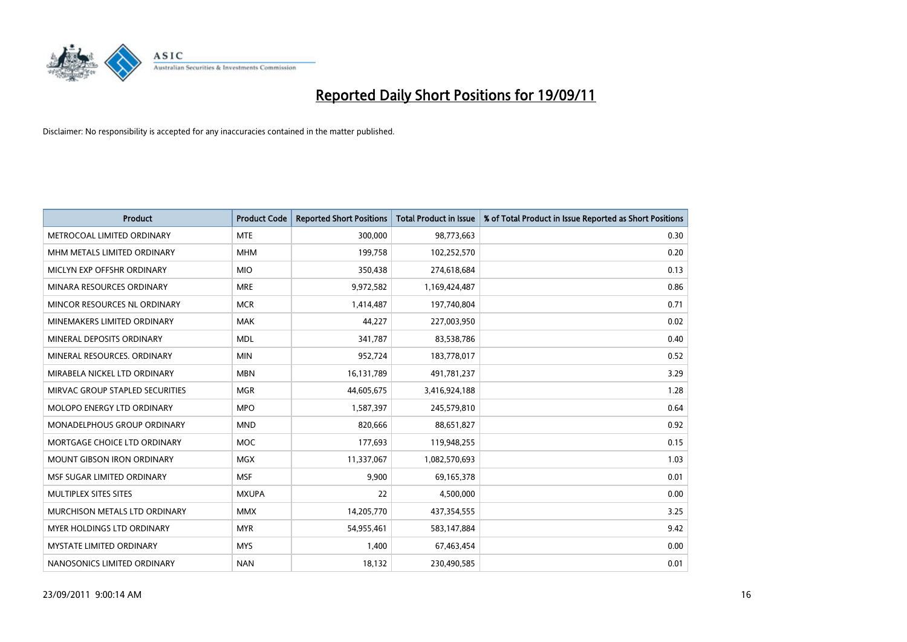# Reported Daily Short Positions for 19/09/11

Disclaimer: No responsibility is accepted for any inaccuracies contained in the matter published.

| Product | Product Code | Reported Short Positions | Total Product in Issue | % of Total Product in Issue Reported as Short Positions |
|---|---|---|---|---|
| METROCOAL LIMITED ORDINARY | MTE | 300,000 | 98,773,663 | 0.30 |
| MHM METALS LIMITED ORDINARY | MHM | 199,758 | 102,252,570 | 0.20 |
| MICLYN EXP OFFSHR ORDINARY | MIO | 350,438 | 274,618,684 | 0.13 |
| MINARA RESOURCES ORDINARY | MRE | 9,972,582 | 1,169,424,487 | 0.86 |
| MINCOR RESOURCES NL ORDINARY | MCR | 1,414,487 | 197,740,804 | 0.71 |
| MINEMAKERS LIMITED ORDINARY | MAK | 44,227 | 227,003,950 | 0.02 |
| MINERAL DEPOSITS ORDINARY | MDL | 341,787 | 83,538,786 | 0.40 |
| MINERAL RESOURCES. ORDINARY | MIN | 952,724 | 183,778,017 | 0.52 |
| MIRABELA NICKEL LTD ORDINARY | MBN | 16,131,789 | 491,781,237 | 3.29 |
| MIRVAC GROUP STAPLED SECURITIES | MGR | 44,605,675 | 3,416,924,188 | 1.28 |
| MOLOPO ENERGY LTD ORDINARY | MPO | 1,587,397 | 245,579,810 | 0.64 |
| MONADELPHOUS GROUP ORDINARY | MND | 820,666 | 88,651,827 | 0.92 |
| MORTGAGE CHOICE LTD ORDINARY | MOC | 177,693 | 119,948,255 | 0.15 |
| MOUNT GIBSON IRON ORDINARY | MGX | 11,337,067 | 1,082,570,693 | 1.03 |
| MSF SUGAR LIMITED ORDINARY | MSF | 9,900 | 69,165,378 | 0.01 |
| MULTIPLEX SITES SITES | MXUPA | 22 | 4,500,000 | 0.00 |
| MURCHISON METALS LTD ORDINARY | MMX | 14,205,770 | 437,354,555 | 3.25 |
| MYER HOLDINGS LTD ORDINARY | MYR | 54,955,461 | 583,147,884 | 9.42 |
| MYSTATE LIMITED ORDINARY | MYS | 1,400 | 67,463,454 | 0.00 |
| NANOSONICS LIMITED ORDINARY | NAN | 18,132 | 230,490,585 | 0.01 |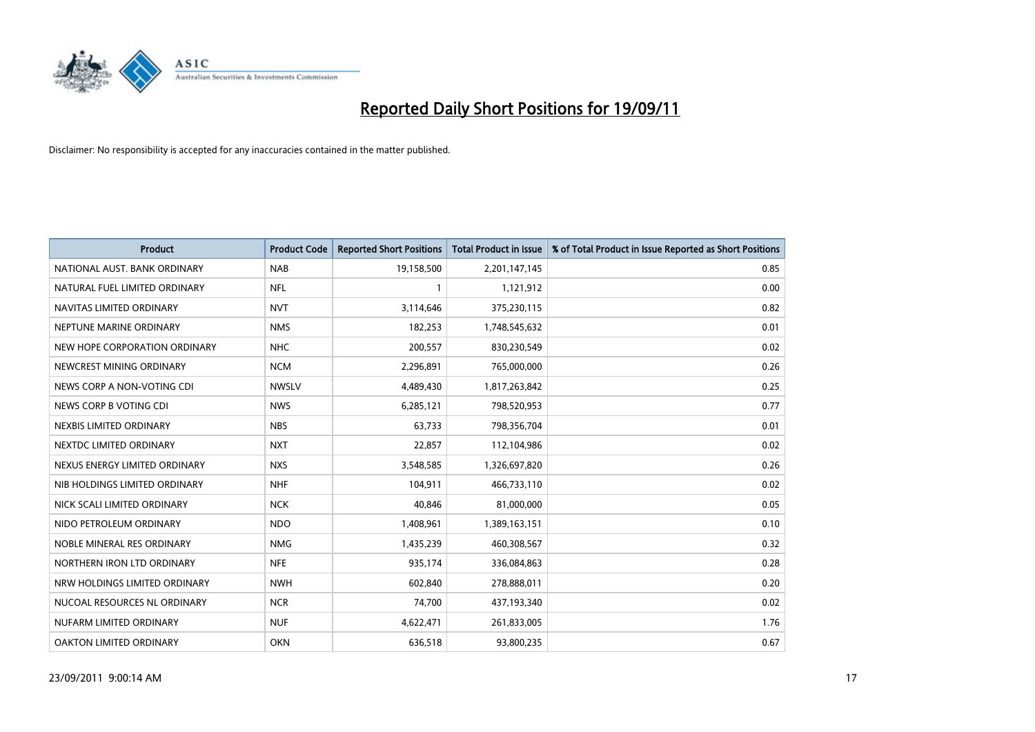# Reported Daily Short Positions for 19/09/11

Disclaimer: No responsibility is accepted for any inaccuracies contained in the matter published.

| Product | Product Code | Reported Short Positions | Total Product in Issue | % of Total Product in Issue Reported as Short Positions |
|---|---|---|---|---|
| NATIONAL AUST. BANK ORDINARY | NAB | 19,158,500 | 2,201,147,145 | 0.85 |
| NATURAL FUEL LIMITED ORDINARY | NFL | 1 | 1,121,912 | 0.00 |
| NAVITAS LIMITED ORDINARY | NVT | 3,114,646 | 375,230,115 | 0.82 |
| NEPTUNE MARINE ORDINARY | NMS | 182,253 | 1,748,545,632 | 0.01 |
| NEW HOPE CORPORATION ORDINARY | NHC | 200,557 | 830,230,549 | 0.02 |
| NEWCREST MINING ORDINARY | NCM | 2,296,891 | 765,000,000 | 0.26 |
| NEWS CORP A NON-VOTING CDI | NWSLV | 4,489,430 | 1,817,263,842 | 0.25 |
| NEWS CORP B VOTING CDI | NWS | 6,285,121 | 798,520,953 | 0.77 |
| NEXBIS LIMITED ORDINARY | NBS | 63,733 | 798,356,704 | 0.01 |
| NEXTDC LIMITED ORDINARY | NXT | 22,857 | 112,104,986 | 0.02 |
| NEXUS ENERGY LIMITED ORDINARY | NXS | 3,548,585 | 1,326,697,820 | 0.26 |
| NIB HOLDINGS LIMITED ORDINARY | NHF | 104,911 | 466,733,110 | 0.02 |
| NICK SCALI LIMITED ORDINARY | NCK | 40,846 | 81,000,000 | 0.05 |
| NIDO PETROLEUM ORDINARY | NDO | 1,408,961 | 1,389,163,151 | 0.10 |
| NOBLE MINERAL RES ORDINARY | NMG | 1,435,239 | 460,308,567 | 0.32 |
| NORTHERN IRON LTD ORDINARY | NFE | 935,174 | 336,084,863 | 0.28 |
| NRW HOLDINGS LIMITED ORDINARY | NWH | 602,840 | 278,888,011 | 0.20 |
| NUCOAL RESOURCES NL ORDINARY | NCR | 74,700 | 437,193,340 | 0.02 |
| NUFARM LIMITED ORDINARY | NUF | 4,622,471 | 261,833,005 | 1.76 |
| OAKTON LIMITED ORDINARY | OKN | 636,518 | 93,800,235 | 0.67 |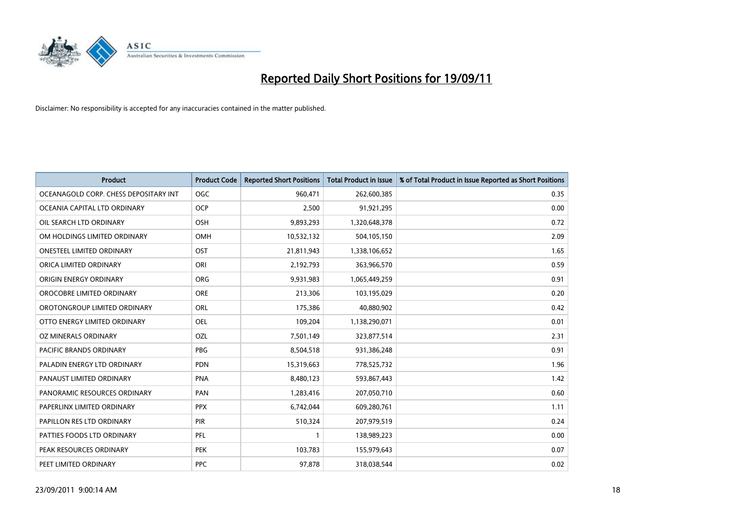# Reported Daily Short Positions for 19/09/11

Disclaimer: No responsibility is accepted for any inaccuracies contained in the matter published.

| Product | Product Code | Reported Short Positions | Total Product in Issue | % of Total Product in Issue Reported as Short Positions |
|---|---|---|---|---|
| OCEANAGOLD CORP. CHESS DEPOSITARY INT | OGC | 960,471 | 262,600,385 | 0.35 |
| OCEANIA CAPITAL LTD ORDINARY | OCP | 2,500 | 91,921,295 | 0.00 |
| OIL SEARCH LTD ORDINARY | OSH | 9,893,293 | 1,320,648,378 | 0.72 |
| OM HOLDINGS LIMITED ORDINARY | OMH | 10,532,132 | 504,105,150 | 2.09 |
| ONESTEEL LIMITED ORDINARY | OST | 21,811,943 | 1,338,106,652 | 1.65 |
| ORICA LIMITED ORDINARY | ORI | 2,192,793 | 363,966,570 | 0.59 |
| ORIGIN ENERGY ORDINARY | ORG | 9,931,983 | 1,065,449,259 | 0.91 |
| OROCOBRE LIMITED ORDINARY | ORE | 213,306 | 103,195,029 | 0.20 |
| OROTONGROUP LIMITED ORDINARY | ORL | 175,386 | 40,880,902 | 0.42 |
| OTTO ENERGY LIMITED ORDINARY | OEL | 109,204 | 1,138,290,071 | 0.01 |
| OZ MINERALS ORDINARY | OZL | 7,501,149 | 323,877,514 | 2.31 |
| PACIFIC BRANDS ORDINARY | PBG | 8,504,518 | 931,386,248 | 0.91 |
| PALADIN ENERGY LTD ORDINARY | PDN | 15,319,663 | 778,525,732 | 1.96 |
| PANAUST LIMITED ORDINARY | PNA | 8,480,123 | 593,867,443 | 1.42 |
| PANORAMIC RESOURCES ORDINARY | PAN | 1,283,416 | 207,050,710 | 0.60 |
| PAPERLINX LIMITED ORDINARY | PPX | 6,742,044 | 609,280,761 | 1.11 |
| PAPILLON RES LTD ORDINARY | PIR | 510,324 | 207,979,519 | 0.24 |
| PATTIES FOODS LTD ORDINARY | PFL | 1 | 138,989,223 | 0.00 |
| PEAK RESOURCES ORDINARY | PEK | 103,783 | 155,979,643 | 0.07 |
| PEET LIMITED ORDINARY | PPC | 97,878 | 318,038,544 | 0.02 |

23/09/2011 9:00:14 AM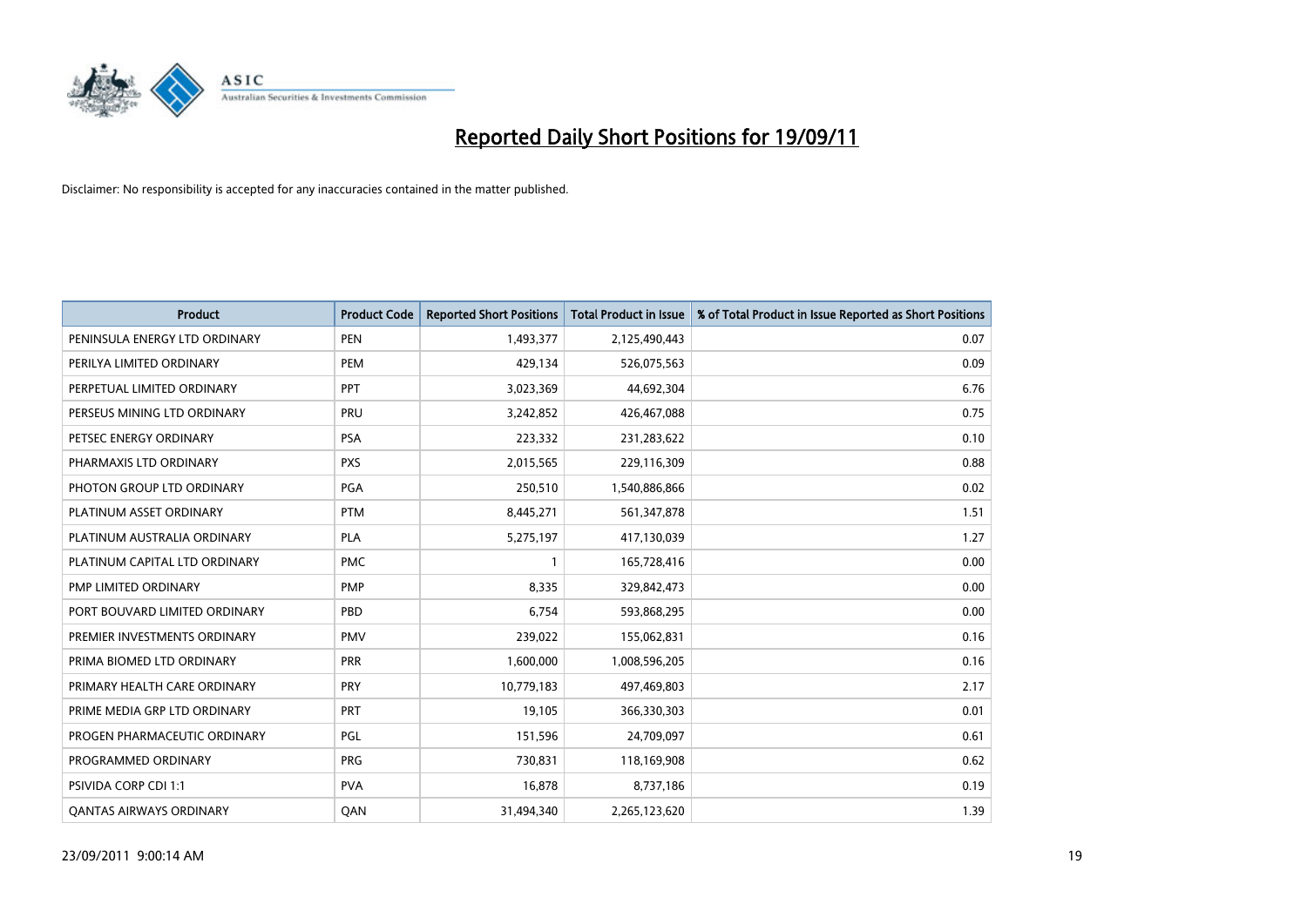# Reported Daily Short Positions for 19/09/11

Disclaimer: No responsibility is accepted for any inaccuracies contained in the matter published.

| Product | Product Code | Reported Short Positions | Total Product in Issue | % of Total Product in Issue Reported as Short Positions |
|---|---|---|---|---|
| PENINSULA ENERGY LTD ORDINARY | PEN | 1,493,377 | 2,125,490,443 | 0.07 |
| PERILYA LIMITED ORDINARY | PEM | 429,134 | 526,075,563 | 0.09 |
| PERPETUAL LIMITED ORDINARY | PPT | 3,023,369 | 44,692,304 | 6.76 |
| PERSEUS MINING LTD ORDINARY | PRU | 3,242,852 | 426,467,088 | 0.75 |
| PETSEC ENERGY ORDINARY | PSA | 223,332 | 231,283,622 | 0.10 |
| PHARMAXIS LTD ORDINARY | PXS | 2,015,565 | 229,116,309 | 0.88 |
| PHOTON GROUP LTD ORDINARY | PGA | 250,510 | 1,540,886,866 | 0.02 |
| PLATINUM ASSET ORDINARY | PTM | 8,445,271 | 561,347,878 | 1.51 |
| PLATINUM AUSTRALIA ORDINARY | PLA | 5,275,197 | 417,130,039 | 1.27 |
| PLATINUM CAPITAL LTD ORDINARY | PMC | 1 | 165,728,416 | 0.00 |
| PMP LIMITED ORDINARY | PMP | 8,335 | 329,842,473 | 0.00 |
| PORT BOUVARD LIMITED ORDINARY | PBD | 6,754 | 593,868,295 | 0.00 |
| PREMIER INVESTMENTS ORDINARY | PMV | 239,022 | 155,062,831 | 0.16 |
| PRIMA BIOMED LTD ORDINARY | PRR | 1,600,000 | 1,008,596,205 | 0.16 |
| PRIMARY HEALTH CARE ORDINARY | PRY | 10,779,183 | 497,469,803 | 2.17 |
| PRIME MEDIA GRP LTD ORDINARY | PRT | 19,105 | 366,330,303 | 0.01 |
| PROGEN PHARMACEUTIC ORDINARY | PGL | 151,596 | 24,709,097 | 0.61 |
| PROGRAMMED ORDINARY | PRG | 730,831 | 118,169,908 | 0.62 |
| PSIVIDA CORP CDI 1:1 | PVA | 16,878 | 8,737,186 | 0.19 |
| QANTAS AIRWAYS ORDINARY | QAN | 31,494,340 | 2,265,123,620 | 1.39 |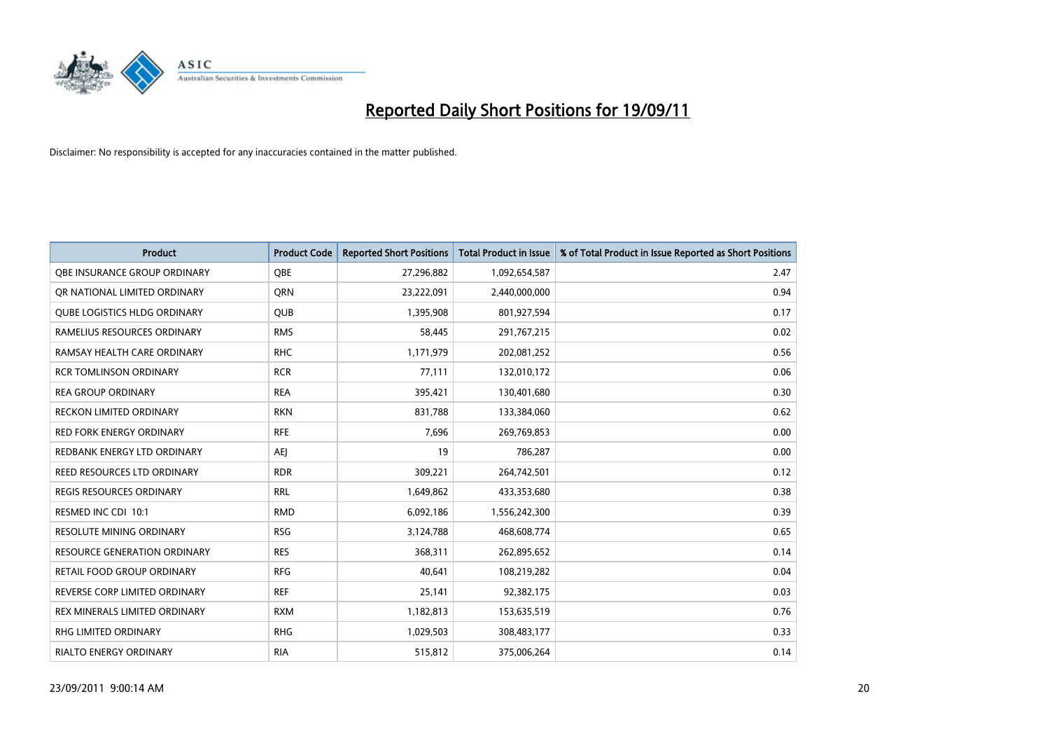# Reported Daily Short Positions for 19/09/11

Disclaimer: No responsibility is accepted for any inaccuracies contained in the matter published.

| Product | Product Code | Reported Short Positions | Total Product in Issue | % of Total Product in Issue Reported as Short Positions |
|---|---|---|---|---|
| QBE INSURANCE GROUP ORDINARY | QBE | 27,296,882 | 1,092,654,587 | 2.47 |
| QR NATIONAL LIMITED ORDINARY | QRN | 23,222,091 | 2,440,000,000 | 0.94 |
| QUBE LOGISTICS HLDG ORDINARY | QUB | 1,395,908 | 801,927,594 | 0.17 |
| RAMELIUS RESOURCES ORDINARY | RMS | 58,445 | 291,767,215 | 0.02 |
| RAMSAY HEALTH CARE ORDINARY | RHC | 1,171,979 | 202,081,252 | 0.56 |
| RCR TOMLINSON ORDINARY | RCR | 77,111 | 132,010,172 | 0.06 |
| REA GROUP ORDINARY | REA | 395,421 | 130,401,680 | 0.30 |
| RECKON LIMITED ORDINARY | RKN | 831,788 | 133,384,060 | 0.62 |
| RED FORK ENERGY ORDINARY | RFE | 7,696 | 269,769,853 | 0.00 |
| REDBANK ENERGY LTD ORDINARY | AEJ | 19 | 786,287 | 0.00 |
| REED RESOURCES LTD ORDINARY | RDR | 309,221 | 264,742,501 | 0.12 |
| REGIS RESOURCES ORDINARY | RRL | 1,649,862 | 433,353,680 | 0.38 |
| RESMED INC CDI 10:1 | RMD | 6,092,186 | 1,556,242,300 | 0.39 |
| RESOLUTE MINING ORDINARY | RSG | 3,124,788 | 468,608,774 | 0.65 |
| RESOURCE GENERATION ORDINARY | RES | 368,311 | 262,895,652 | 0.14 |
| RETAIL FOOD GROUP ORDINARY | RFG | 40,641 | 108,219,282 | 0.04 |
| REVERSE CORP LIMITED ORDINARY | REF | 25,141 | 92,382,175 | 0.03 |
| REX MINERALS LIMITED ORDINARY | RXM | 1,182,813 | 153,635,519 | 0.76 |
| RHG LIMITED ORDINARY | RHG | 1,029,503 | 308,483,177 | 0.33 |
| RIALTO ENERGY ORDINARY | RIA | 515,812 | 375,006,264 | 0.14 |

23/09/2011 9:00:14 AM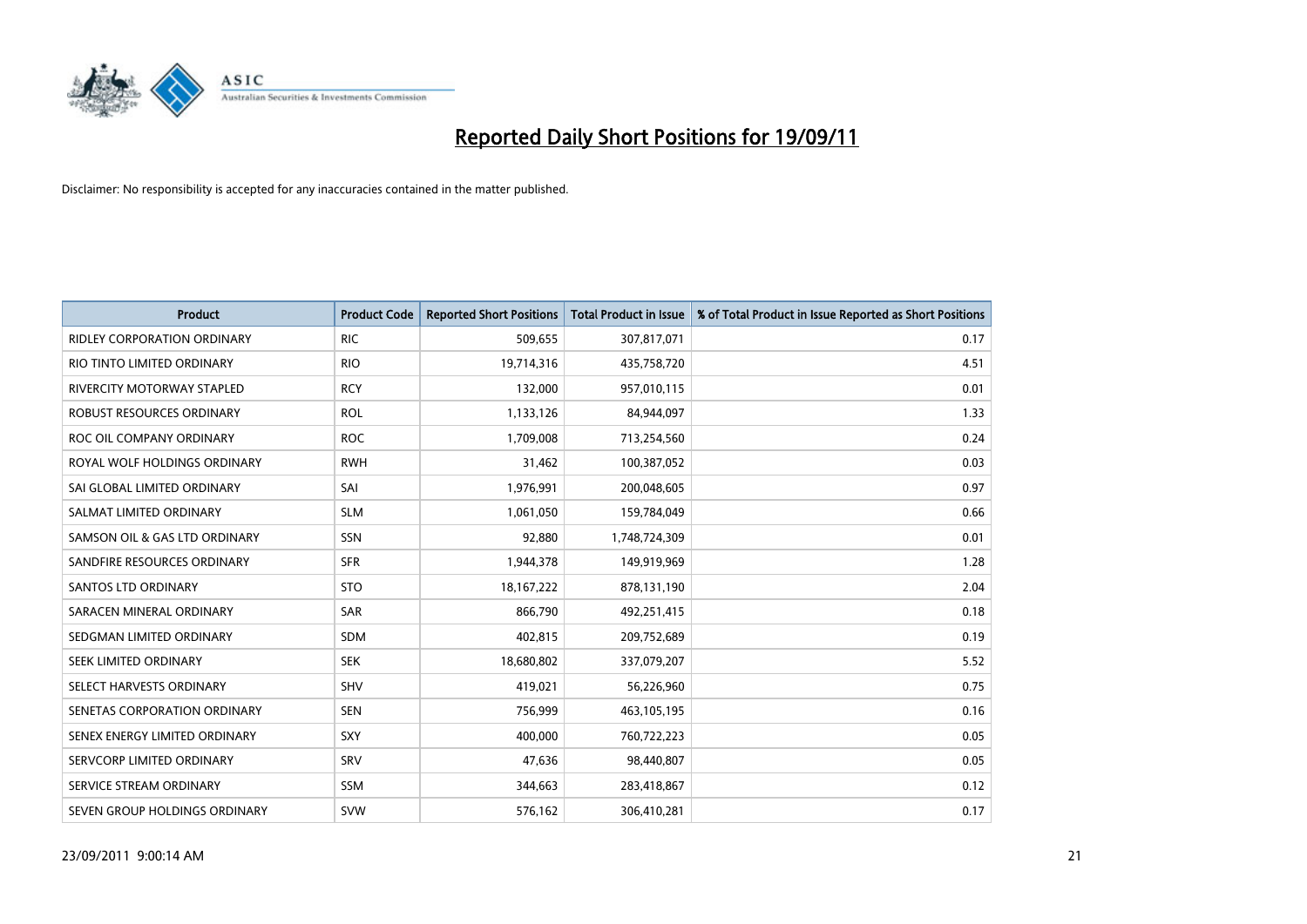# Reported Daily Short Positions for 19/09/11

Disclaimer: No responsibility is accepted for any inaccuracies contained in the matter published.

| Product | Product Code | Reported Short Positions | Total Product in Issue | % of Total Product in Issue Reported as Short Positions |
|---|---|---|---|---|
| RIDLEY CORPORATION ORDINARY | RIC | 509,655 | 307,817,071 | 0.17 |
| RIO TINTO LIMITED ORDINARY | RIO | 19,714,316 | 435,758,720 | 4.51 |
| RIVERCITY MOTORWAY STAPLED | RCY | 132,000 | 957,010,115 | 0.01 |
| ROBUST RESOURCES ORDINARY | ROL | 1,133,126 | 84,944,097 | 1.33 |
| ROC OIL COMPANY ORDINARY | ROC | 1,709,008 | 713,254,560 | 0.24 |
| ROYAL WOLF HOLDINGS ORDINARY | RWH | 31,462 | 100,387,052 | 0.03 |
| SAI GLOBAL LIMITED ORDINARY | SAI | 1,976,991 | 200,048,605 | 0.97 |
| SALMAT LIMITED ORDINARY | SLM | 1,061,050 | 159,784,049 | 0.66 |
| SAMSON OIL & GAS LTD ORDINARY | SSN | 92,880 | 1,748,724,309 | 0.01 |
| SANDFIRE RESOURCES ORDINARY | SFR | 1,944,378 | 149,919,969 | 1.28 |
| SANTOS LTD ORDINARY | STO | 18,167,222 | 878,131,190 | 2.04 |
| SARACEN MINERAL ORDINARY | SAR | 866,790 | 492,251,415 | 0.18 |
| SEDGMAN LIMITED ORDINARY | SDM | 402,815 | 209,752,689 | 0.19 |
| SEEK LIMITED ORDINARY | SEK | 18,680,802 | 337,079,207 | 5.52 |
| SELECT HARVESTS ORDINARY | SHV | 419,021 | 56,226,960 | 0.75 |
| SENETAS CORPORATION ORDINARY | SEN | 756,999 | 463,105,195 | 0.16 |
| SENEX ENERGY LIMITED ORDINARY | SXY | 400,000 | 760,722,223 | 0.05 |
| SERVCORP LIMITED ORDINARY | SRV | 47,636 | 98,440,807 | 0.05 |
| SERVICE STREAM ORDINARY | SSM | 344,663 | 283,418,867 | 0.12 |
| SEVEN GROUP HOLDINGS ORDINARY | SVW | 576,162 | 306,410,281 | 0.17 |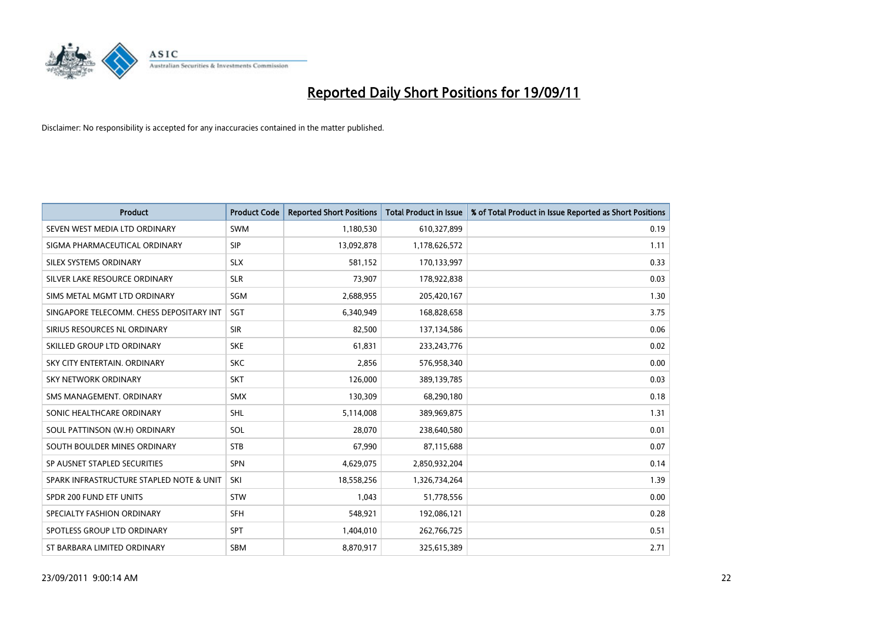# Reported Daily Short Positions for 19/09/11

Disclaimer: No responsibility is accepted for any inaccuracies contained in the matter published.

| Product | Product Code | Reported Short Positions | Total Product in Issue | % of Total Product in Issue Reported as Short Positions |
|---|---|---|---|---|
| SEVEN WEST MEDIA LTD ORDINARY | SWM | 1,180,530 | 610,327,899 | 0.19 |
| SIGMA PHARMACEUTICAL ORDINARY | SIP | 13,092,878 | 1,178,626,572 | 1.11 |
| SILEX SYSTEMS ORDINARY | SLX | 581,152 | 170,133,997 | 0.33 |
| SILVER LAKE RESOURCE ORDINARY | SLR | 73,907 | 178,922,838 | 0.03 |
| SIMS METAL MGMT LTD ORDINARY | SGM | 2,688,955 | 205,420,167 | 1.30 |
| SINGAPORE TELECOMM. CHESS DEPOSITARY INT | SGT | 6,340,949 | 168,828,658 | 3.75 |
| SIRIUS RESOURCES NL ORDINARY | SIR | 82,500 | 137,134,586 | 0.06 |
| SKILLED GROUP LTD ORDINARY | SKE | 61,831 | 233,243,776 | 0.02 |
| SKY CITY ENTERTAIN. ORDINARY | SKC | 2,856 | 576,958,340 | 0.00 |
| SKY NETWORK ORDINARY | SKT | 126,000 | 389,139,785 | 0.03 |
| SMS MANAGEMENT. ORDINARY | SMX | 130,309 | 68,290,180 | 0.18 |
| SONIC HEALTHCARE ORDINARY | SHL | 5,114,008 | 389,969,875 | 1.31 |
| SOUL PATTINSON (W.H) ORDINARY | SOL | 28,070 | 238,640,580 | 0.01 |
| SOUTH BOULDER MINES ORDINARY | STB | 67,990 | 87,115,688 | 0.07 |
| SP AUSNET STAPLED SECURITIES | SPN | 4,629,075 | 2,850,932,204 | 0.14 |
| SPARK INFRASTRUCTURE STAPLED NOTE & UNIT | SKI | 18,558,256 | 1,326,734,264 | 1.39 |
| SPDR 200 FUND ETF UNITS | STW | 1,043 | 51,778,556 | 0.00 |
| SPECIALTY FASHION ORDINARY | SFH | 548,921 | 192,086,121 | 0.28 |
| SPOTLESS GROUP LTD ORDINARY | SPT | 1,404,010 | 262,766,725 | 0.51 |
| ST BARBARA LIMITED ORDINARY | SBM | 8,870,917 | 325,615,389 | 2.71 |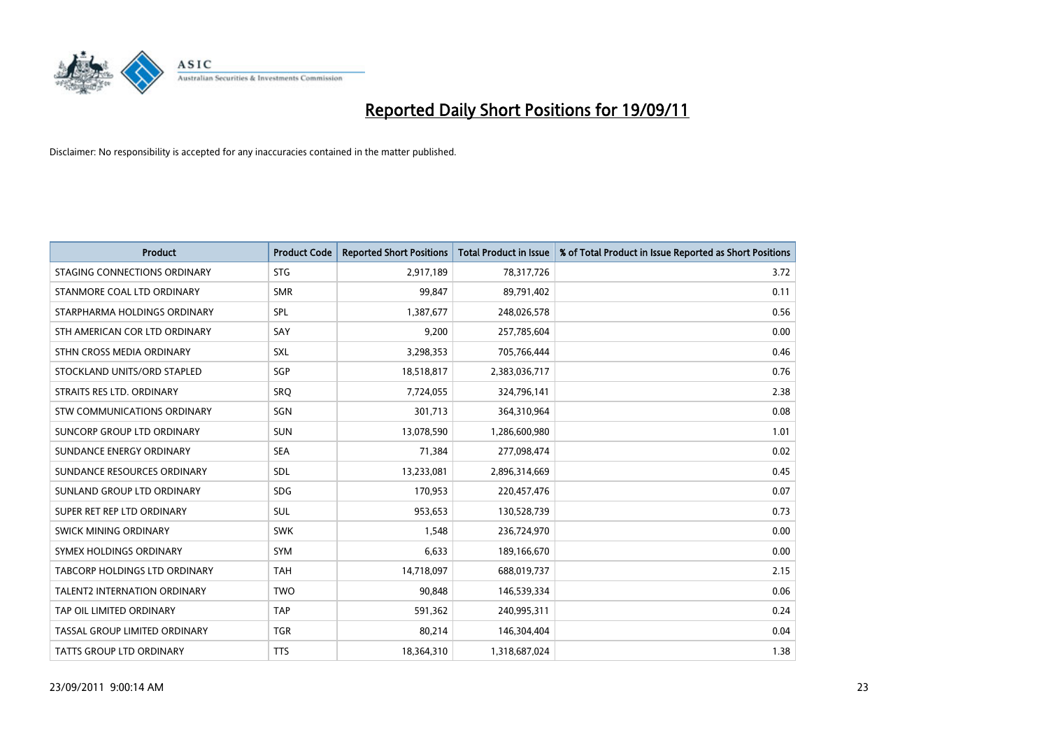# Reported Daily Short Positions for 19/09/11

Disclaimer: No responsibility is accepted for any inaccuracies contained in the matter published.

| Product | Product Code | Reported Short Positions | Total Product in Issue | % of Total Product in Issue Reported as Short Positions |
|---|---|---|---|---|
| STAGING CONNECTIONS ORDINARY | STG | 2,917,189 | 78,317,726 | 3.72 |
| STANMORE COAL LTD ORDINARY | SMR | 99,847 | 89,791,402 | 0.11 |
| STARPHARMA HOLDINGS ORDINARY | SPL | 1,387,677 | 248,026,578 | 0.56 |
| STH AMERICAN COR LTD ORDINARY | SAY | 9,200 | 257,785,604 | 0.00 |
| STHN CROSS MEDIA ORDINARY | SXL | 3,298,353 | 705,766,444 | 0.46 |
| STOCKLAND UNITS/ORD STAPLED | SGP | 18,518,817 | 2,383,036,717 | 0.76 |
| STRAITS RES LTD. ORDINARY | SRQ | 7,724,055 | 324,796,141 | 2.38 |
| STW COMMUNICATIONS ORDINARY | SGN | 301,713 | 364,310,964 | 0.08 |
| SUNCORP GROUP LTD ORDINARY | SUN | 13,078,590 | 1,286,600,980 | 1.01 |
| SUNDANCE ENERGY ORDINARY | SEA | 71,384 | 277,098,474 | 0.02 |
| SUNDANCE RESOURCES ORDINARY | SDL | 13,233,081 | 2,896,314,669 | 0.45 |
| SUNLAND GROUP LTD ORDINARY | SDG | 170,953 | 220,457,476 | 0.07 |
| SUPER RET REP LTD ORDINARY | SUL | 953,653 | 130,528,739 | 0.73 |
| SWICK MINING ORDINARY | SWK | 1,548 | 236,724,970 | 0.00 |
| SYMEX HOLDINGS ORDINARY | SYM | 6,633 | 189,166,670 | 0.00 |
| TABCORP HOLDINGS LTD ORDINARY | TAH | 14,718,097 | 688,019,737 | 2.15 |
| TALENT2 INTERNATION ORDINARY | TWO | 90,848 | 146,539,334 | 0.06 |
| TAP OIL LIMITED ORDINARY | TAP | 591,362 | 240,995,311 | 0.24 |
| TASSAL GROUP LIMITED ORDINARY | TGR | 80,214 | 146,304,404 | 0.04 |
| TATTS GROUP LTD ORDINARY | TTS | 18,364,310 | 1,318,687,024 | 1.38 |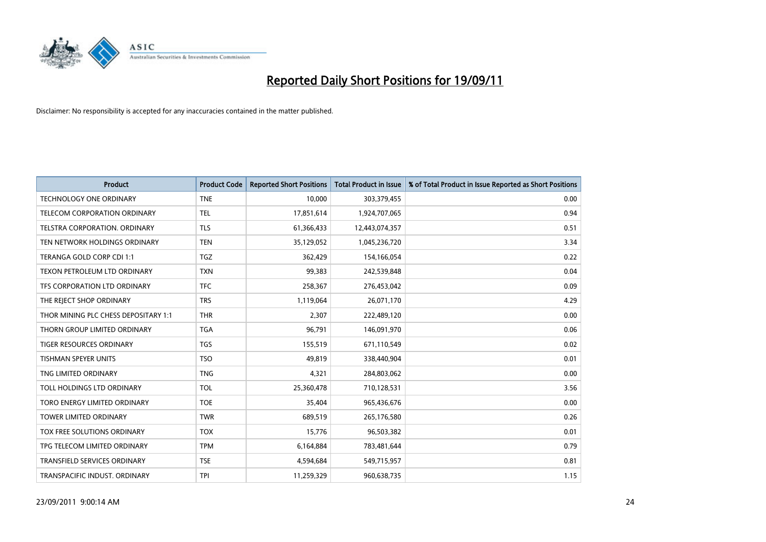# Reported Daily Short Positions for 19/09/11

Disclaimer: No responsibility is accepted for any inaccuracies contained in the matter published.

| Product | Product Code | Reported Short Positions | Total Product in Issue | % of Total Product in Issue Reported as Short Positions |
|---|---|---|---|---|
| TECHNOLOGY ONE ORDINARY | TNE | 10,000 | 303,379,455 | 0.00 |
| TELECOM CORPORATION ORDINARY | TEL | 17,851,614 | 1,924,707,065 | 0.94 |
| TELSTRA CORPORATION. ORDINARY | TLS | 61,366,433 | 12,443,074,357 | 0.51 |
| TEN NETWORK HOLDINGS ORDINARY | TEN | 35,129,052 | 1,045,236,720 | 3.34 |
| TERANGA GOLD CORP CDI 1:1 | TGZ | 362,429 | 154,166,054 | 0.22 |
| TEXON PETROLEUM LTD ORDINARY | TXN | 99,383 | 242,539,848 | 0.04 |
| TFS CORPORATION LTD ORDINARY | TFC | 258,367 | 276,453,042 | 0.09 |
| THE REJECT SHOP ORDINARY | TRS | 1,119,064 | 26,071,170 | 4.29 |
| THOR MINING PLC CHESS DEPOSITARY 1:1 | THR | 2,307 | 222,489,120 | 0.00 |
| THORN GROUP LIMITED ORDINARY | TGA | 96,791 | 146,091,970 | 0.06 |
| TIGER RESOURCES ORDINARY | TGS | 155,519 | 671,110,549 | 0.02 |
| TISHMAN SPEYER UNITS | TSO | 49,819 | 338,440,904 | 0.01 |
| TNG LIMITED ORDINARY | TNG | 4,321 | 284,803,062 | 0.00 |
| TOLL HOLDINGS LTD ORDINARY | TOL | 25,360,478 | 710,128,531 | 3.56 |
| TORO ENERGY LIMITED ORDINARY | TOE | 35,404 | 965,436,676 | 0.00 |
| TOWER LIMITED ORDINARY | TWR | 689,519 | 265,176,580 | 0.26 |
| TOX FREE SOLUTIONS ORDINARY | TOX | 15,776 | 96,503,382 | 0.01 |
| TPG TELECOM LIMITED ORDINARY | TPM | 6,164,884 | 783,481,644 | 0.79 |
| TRANSFIELD SERVICES ORDINARY | TSE | 4,594,684 | 549,715,957 | 0.81 |
| TRANSPACIFIC INDUST. ORDINARY | TPI | 11,259,329 | 960,638,735 | 1.15 |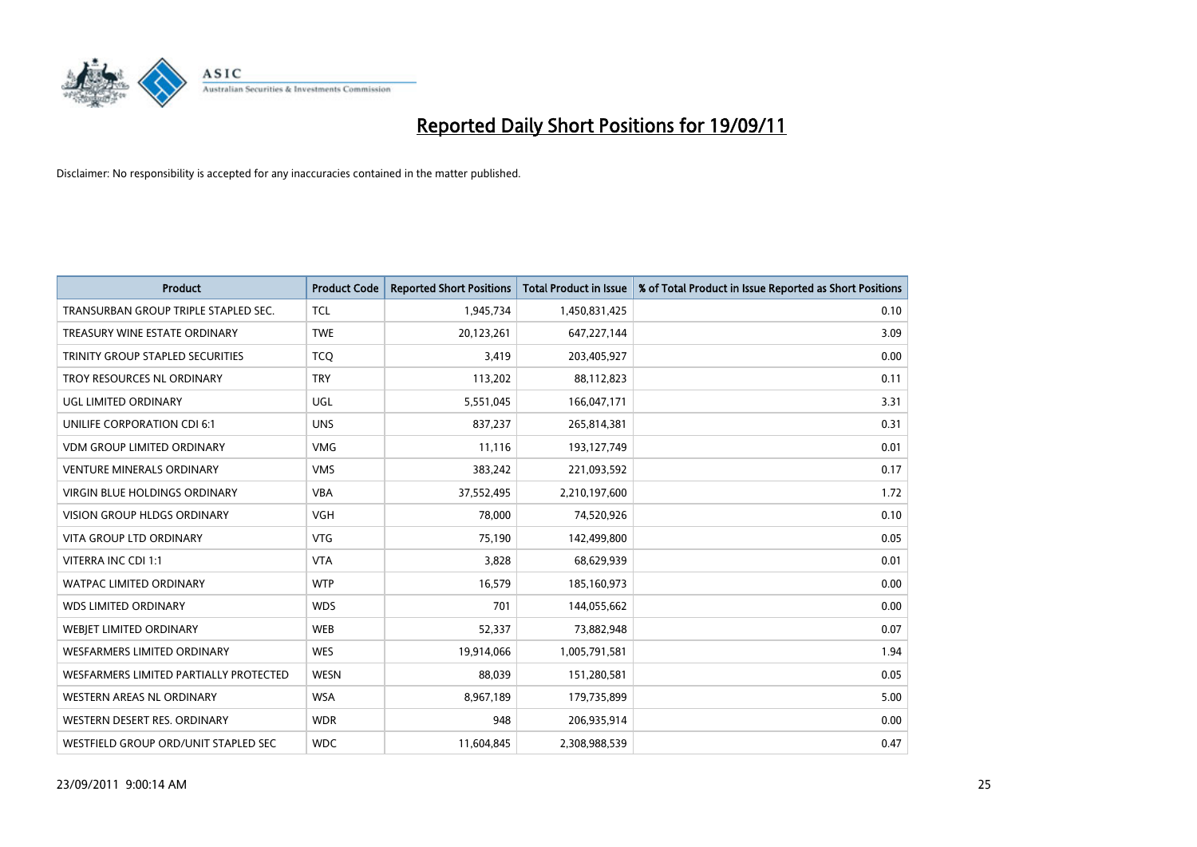# Reported Daily Short Positions for 19/09/11

Disclaimer: No responsibility is accepted for any inaccuracies contained in the matter published.

| Product | Product Code | Reported Short Positions | Total Product in Issue | % of Total Product in Issue Reported as Short Positions |
|---|---|---|---|---|
| TRANSURBAN GROUP TRIPLE STAPLED SEC. | TCL | 1,945,734 | 1,450,831,425 | 0.10 |
| TREASURY WINE ESTATE ORDINARY | TWE | 20,123,261 | 647,227,144 | 3.09 |
| TRINITY GROUP STAPLED SECURITIES | TCQ | 3,419 | 203,405,927 | 0.00 |
| TROY RESOURCES NL ORDINARY | TRY | 113,202 | 88,112,823 | 0.11 |
| UGL LIMITED ORDINARY | UGL | 5,551,045 | 166,047,171 | 3.31 |
| UNILIFE CORPORATION CDI 6:1 | UNS | 837,237 | 265,814,381 | 0.31 |
| VDM GROUP LIMITED ORDINARY | VMG | 11,116 | 193,127,749 | 0.01 |
| VENTURE MINERALS ORDINARY | VMS | 383,242 | 221,093,592 | 0.17 |
| VIRGIN BLUE HOLDINGS ORDINARY | VBA | 37,552,495 | 2,210,197,600 | 1.72 |
| VISION GROUP HLDGS ORDINARY | VGH | 78,000 | 74,520,926 | 0.10 |
| VITA GROUP LTD ORDINARY | VTG | 75,190 | 142,499,800 | 0.05 |
| VITERRA INC CDI 1:1 | VTA | 3,828 | 68,629,939 | 0.01 |
| WATPAC LIMITED ORDINARY | WTP | 16,579 | 185,160,973 | 0.00 |
| WDS LIMITED ORDINARY | WDS | 701 | 144,055,662 | 0.00 |
| WEBJET LIMITED ORDINARY | WEB | 52,337 | 73,882,948 | 0.07 |
| WESFARMERS LIMITED ORDINARY | WES | 19,914,066 | 1,005,791,581 | 1.94 |
| WESFARMERS LIMITED PARTIALLY PROTECTED | WESN | 88,039 | 151,280,581 | 0.05 |
| WESTERN AREAS NL ORDINARY | WSA | 8,967,189 | 179,735,899 | 5.00 |
| WESTERN DESERT RES. ORDINARY | WDR | 948 | 206,935,914 | 0.00 |
| WESTFIELD GROUP ORD/UNIT STAPLED SEC | WDC | 11,604,845 | 2,308,988,539 | 0.47 |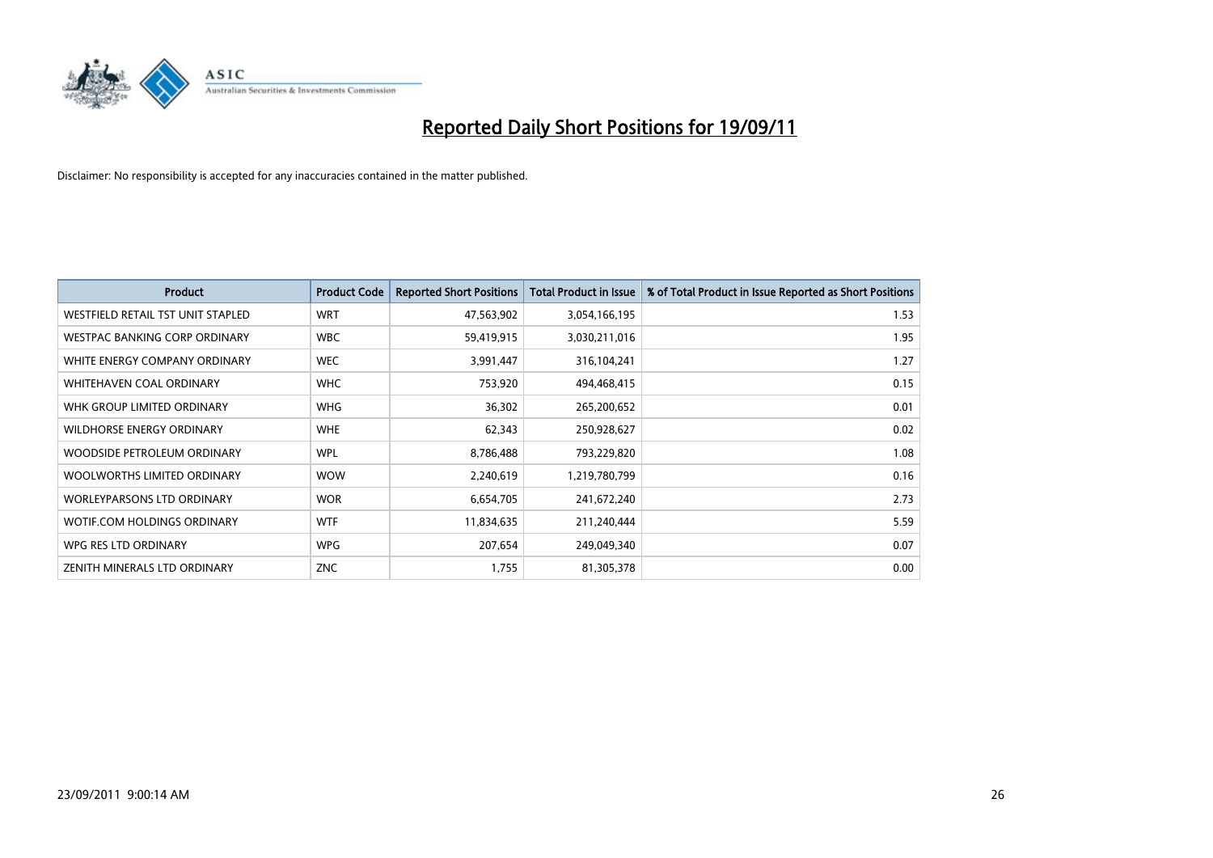# Reported Daily Short Positions for 19/09/11

Disclaimer: No responsibility is accepted for any inaccuracies contained in the matter published.

| Product | Product Code | Reported Short Positions | Total Product in Issue | % of Total Product in Issue Reported as Short Positions |
|---|---|---|---|---|
| WESTFIELD RETAIL TST UNIT STAPLED | WRT | 47,563,902 | 3,054,166,195 | 1.53 |
| WESTPAC BANKING CORP ORDINARY | WBC | 59,419,915 | 3,030,211,016 | 1.95 |
| WHITE ENERGY COMPANY ORDINARY | WEC | 3,991,447 | 316,104,241 | 1.27 |
| WHITEHAVEN COAL ORDINARY | WHC | 753,920 | 494,468,415 | 0.15 |
| WHK GROUP LIMITED ORDINARY | WHG | 36,302 | 265,200,652 | 0.01 |
| WILDHORSE ENERGY ORDINARY | WHE | 62,343 | 250,928,627 | 0.02 |
| WOODSIDE PETROLEUM ORDINARY | WPL | 8,786,488 | 793,229,820 | 1.08 |
| WOOLWORTHS LIMITED ORDINARY | WOW | 2,240,619 | 1,219,780,799 | 0.16 |
| WORLEYPARSONS LTD ORDINARY | WOR | 6,654,705 | 241,672,240 | 2.73 |
| WOTIF.COM HOLDINGS ORDINARY | WTF | 11,834,635 | 211,240,444 | 5.59 |
| WPG RES LTD ORDINARY | WPG | 207,654 | 249,049,340 | 0.07 |
| ZENITH MINERALS LTD ORDINARY | ZNC | 1,755 | 81,305,378 | 0.00 |